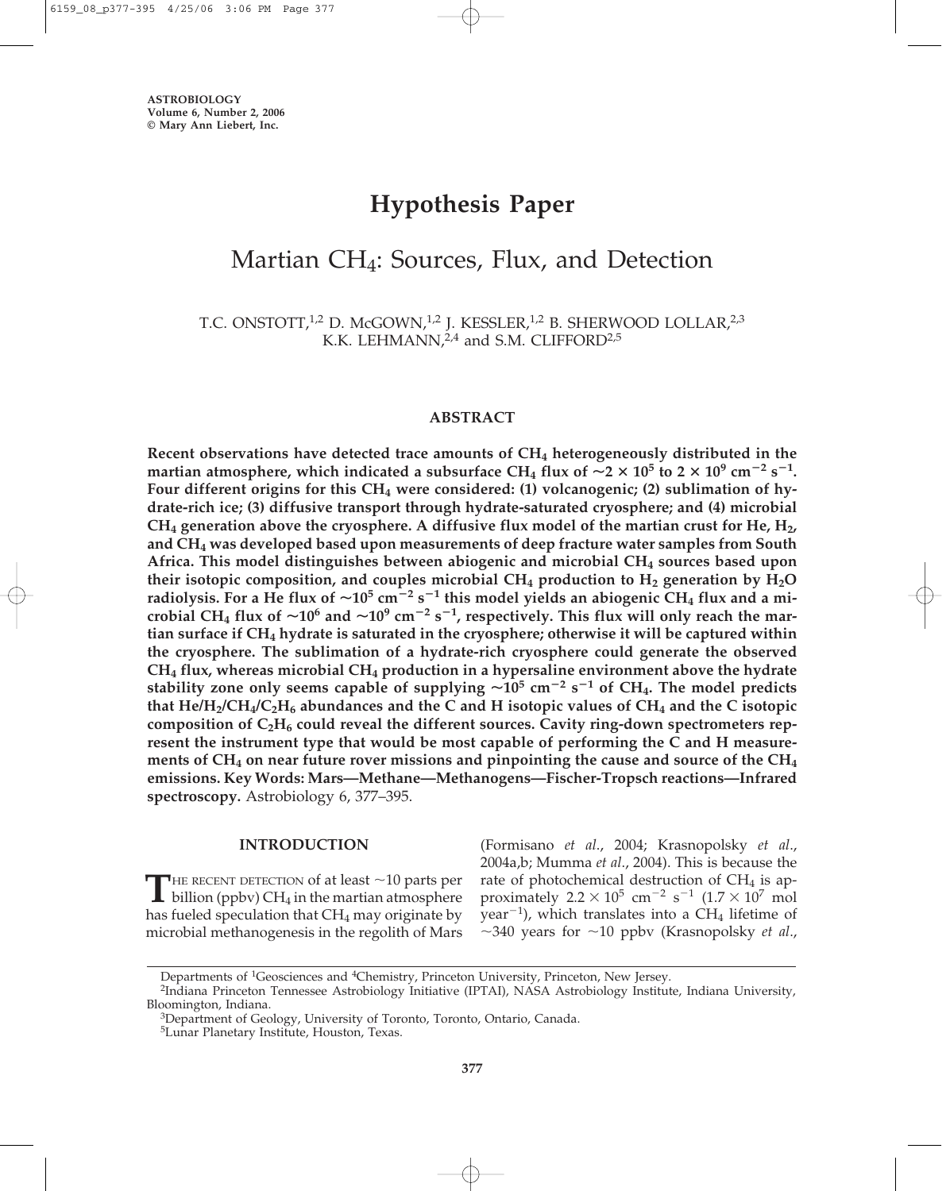**ASTROBIOLOGY**
**Volume 6, Number 2, 2006**
**© Mary Ann Liebert, Inc.**

# Hypothesis Paper

## Martian $CH_4$: Sources, Flux, and Detection

T.C. ONSTOTT,[1,2] D. McGOWN,[1,2] J. KESSLER,[1,2] B. SHERWOOD LOLLAR,[2,3] K.K. LEHMANN,[2,4] and S.M. CLIFFORD[2,5]

### ABSTRACT

**Recent observations have detected trace amounts of $CH_4$ heterogeneously distributed in the martian atmosphere, which indicated a subsurface $CH_4$ flux of $\sim 2 \times 10^5$ to $2 \times 10^9$ $cm^{-2}$ $s^{-1}$. Four different origins for this $CH_4$ were considered: (1) volcanogenic; (2) sublimation of hydrate-rich ice; (3) diffusive transport through hydrate-saturated cryosphere; and (4) microbial $CH_4$ generation above the cryosphere. A diffusive flux model of the martian crust for He, $H_2$, and $CH_4$ was developed based upon measurements of deep fracture water samples from South Africa. This model distinguishes between abiogenic and microbial $CH_4$ sources based upon their isotopic composition, and couples microbial $CH_4$ production to $H_2$ generation by $H_2O$ radiolysis. For a He flux of $\sim 10^5$ $cm^{-2}$ $s^{-1}$ this model yields an abiogenic $CH_4$ flux and a microbial $CH_4$ flux of $\sim 10^6$ and $\sim 10^9$ $cm^{-2}$ $s^{-1}$, respectively. This flux will only reach the martian surface if $CH_4$ hydrate is saturated in the cryosphere; otherwise it will be captured within the cryosphere. The sublimation of a hydrate-rich cryosphere could generate the observed $CH_4$ flux, whereas microbial $CH_4$ production in a hypersaline environment above the hydrate stability zone only seems capable of supplying $\sim 10^5$ $cm^{-2}$ $s^{-1}$ of $CH_4$. The model predicts that He/$H_2$/$CH_4$/$C_2H_6$ abundances and the C and H isotopic values of $CH_4$ and the C isotopic composition of $C_2H_6$ could reveal the different sources. Cavity ring-down spectrometers represent the instrument type that would be most capable of performing the C and H measurements of $CH_4$ on near future rover missions and pinpointing the cause and source of the $CH_4$ emissions. Key Words: Mars—Methane—Methanogens—Fischer-Tropsch reactions—Infrared spectroscopy.** Astrobiology 6, 377–395.

### INTRODUCTION

THE RECENT DETECTION of at least ~10 parts per billion (ppbv) $CH_4$ in the martian atmosphere has fueled speculation that $CH_4$ may originate by microbial methanogenesis in the regolith of Mars (Formisano *et al*., 2004; Krasnopolsky *et al*., 2004a,b; Mumma *et al*., 2004). This is because the rate of photochemical destruction of $CH_4$ is approximately $2.2 \times 10^5$ $cm^{-2}$ $s^{-1}$ ($1.7 \times 10^7$ mol $year^{-1}$), which translates into a $CH_4$ lifetime of ~340 years for ~10 ppbv (Krasnopolsky *et al*.,

---

Departments of [1]Geosciences and [4]Chemistry, Princeton University, Princeton, New Jersey.

[2]Indiana Princeton Tennessee Astrobiology Initiative (IPTAI), NASA Astrobiology Institute, Indiana University, Bloomington, Indiana.

[3]Department of Geology, University of Toronto, Toronto, Ontario, Canada.

[5]Lunar Planetary Institute, Houston, Texas.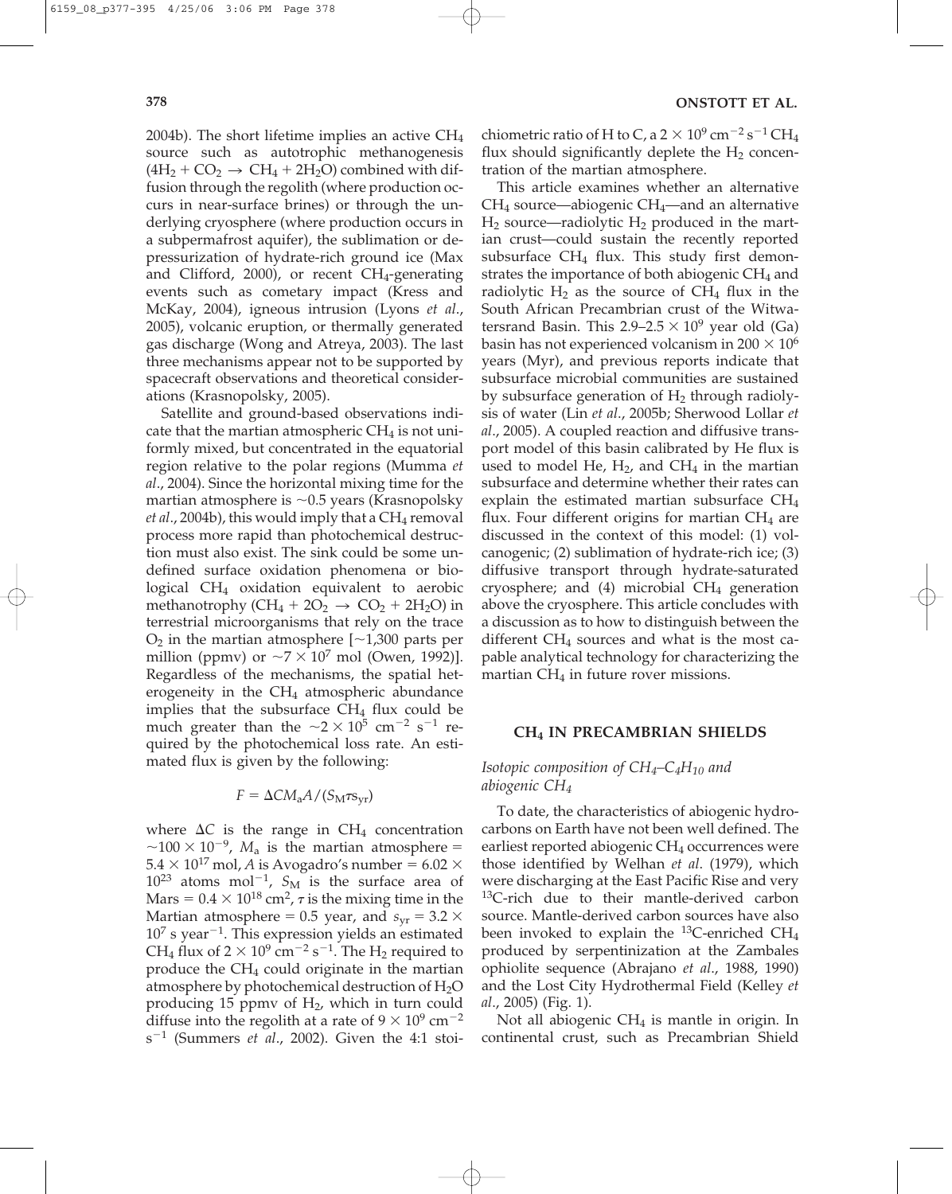2004b). The short lifetime implies an active $CH_4$ source such as autotrophic methanogenesis ($4H_2 + CO_2 \rightarrow CH_4 + 2H_2O$) combined with diffusion through the regolith (where production occurs in near-surface brines) or through the underlying cryosphere (where production occurs in a subpermafrost aquifer), the sublimation or depressurization of hydrate-rich ground ice (Max and Clifford, 2000), or recent $CH_4$-generating events such as cometary impact (Kress and McKay, 2004), igneous intrusion (Lyons *et al*., 2005), volcanic eruption, or thermally generated gas discharge (Wong and Atreya, 2003). The last three mechanisms appear not to be supported by spacecraft observations and theoretical considerations (Krasnopolsky, 2005).

Satellite and ground-based observations indicate that the martian atmospheric $CH_4$ is not uniformly mixed, but concentrated in the equatorial region relative to the polar regions (Mumma *et al*., 2004). Since the horizontal mixing time for the martian atmosphere is ~0.5 years (Krasnopolsky *et al*., 2004b), this would imply that a $CH_4$ removal process more rapid than photochemical destruction must also exist. The sink could be some undefined surface oxidation phenomena or biological $CH_4$ oxidation equivalent to aerobic methanotrophy ($CH_4 + 2O_2 \rightarrow CO_2 + 2H_2O$) in terrestrial microorganisms that rely on the trace $O_2$ in the martian atmosphere [~1,300 parts per million (ppmv) or $\sim 7 \times 10^7$ mol (Owen, 1992)]. Regardless of the mechanisms, the spatial heterogeneity in the $CH_4$ atmospheric abundance implies that the subsurface $CH_4$ flux could be much greater than the $\sim 2 \times 10^5$ cm$^{-2}$ s$^{-1}$ required by the photochemical loss rate. An estimated flux is given by the following:

$$F = \Delta C M_a A / (S_M \tau s_{yr})$$

where $\Delta C$ is the range in $CH_4$ concentration $\sim 100 \times 10^{-9}$, $M_a$ is the martian atmosphere = $5.4 \times 10^{17}$ mol, $A$ is Avogadro's number = $6.02 \times 10^{23}$ atoms mol$^{-1}$, $S_M$ is the surface area of Mars = $0.4 \times 10^{18}$ cm$^2$, $\tau$ is the mixing time in the Martian atmosphere = 0.5 year, and $s_{yr} = 3.2 \times 10^7$ s year$^{-1}$. This expression yields an estimated $CH_4$ flux of $2 \times 10^9$ cm$^{-2}$ s$^{-1}$. The $H_2$ required to produce the $CH_4$ could originate in the martian atmosphere by photochemical destruction of $H_2O$ producing 15 ppmv of $H_2$, which in turn could diffuse into the regolith at a rate of $9 \times 10^9$ cm$^{-2}$ s$^{-1}$ (Summers *et al*., 2002). Given the 4:1 stoichiometric ratio of H to C, a $2 \times 10^9$ cm$^{-2}$ s$^{-1}$ $CH_4$ flux should significantly deplete the $H_2$ concentration of the martian atmosphere.

This article examines whether an alternative $CH_4$ source—abiogenic $CH_4$—and an alternative $H_2$ source—radiolytic $H_2$ produced in the martian crust—could sustain the recently reported subsurface $CH_4$ flux. This study first demonstrates the importance of both abiogenic $CH_4$ and radiolytic $H_2$ as the source of $CH_4$ flux in the South African Precambrian crust of the Witwatersrand Basin. This 2.9–2.5 $\times 10^9$ year old (Ga) basin has not experienced volcanism in 200 $\times 10^6$ years (Myr), and previous reports indicate that subsurface microbial communities are sustained by subsurface generation of $H_2$ through radiolysis of water (Lin *et al*., 2005b; Sherwood Lollar *et al*., 2005). A coupled reaction and diffusive transport model of this basin calibrated by He flux is used to model He, $H_2$, and $CH_4$ in the martian subsurface and determine whether their rates can explain the estimated martian subsurface $CH_4$ flux. Four different origins for martian $CH_4$ are discussed in the context of this model: (1) volcanogenic; (2) sublimation of hydrate-rich ice; (3) diffusive transport through hydrate-saturated cryosphere; and (4) microbial $CH_4$ generation above the cryosphere. This article concludes with a discussion as to how to distinguish between the different $CH_4$ sources and what is the most capable analytical technology for characterizing the martian $CH_4$ in future rover missions.

## $CH_4$ IN PRECAMBRIAN SHIELDS

### *Isotopic composition of $CH_4$–$C_4H_{10}$ and abiogenic $CH_4$*

To date, the characteristics of abiogenic hydrocarbons on Earth have not been well defined. The earliest reported abiogenic $CH_4$ occurrences were those identified by Welhan *et al.* (1979), which were discharging at the East Pacific Rise and very $^{13}C$-rich due to their mantle-derived carbon source. Mantle-derived carbon sources have also been invoked to explain the $^{13}C$-enriched $CH_4$ produced by serpentinization at the Zambales ophiolite sequence (Abrajano *et al*., 1988, 1990) and the Lost City Hydrothermal Field (Kelley *et al*., 2005) (Fig. 1).

Not all abiogenic $CH_4$ is mantle in origin. In continental crust, such as Precambrian Shield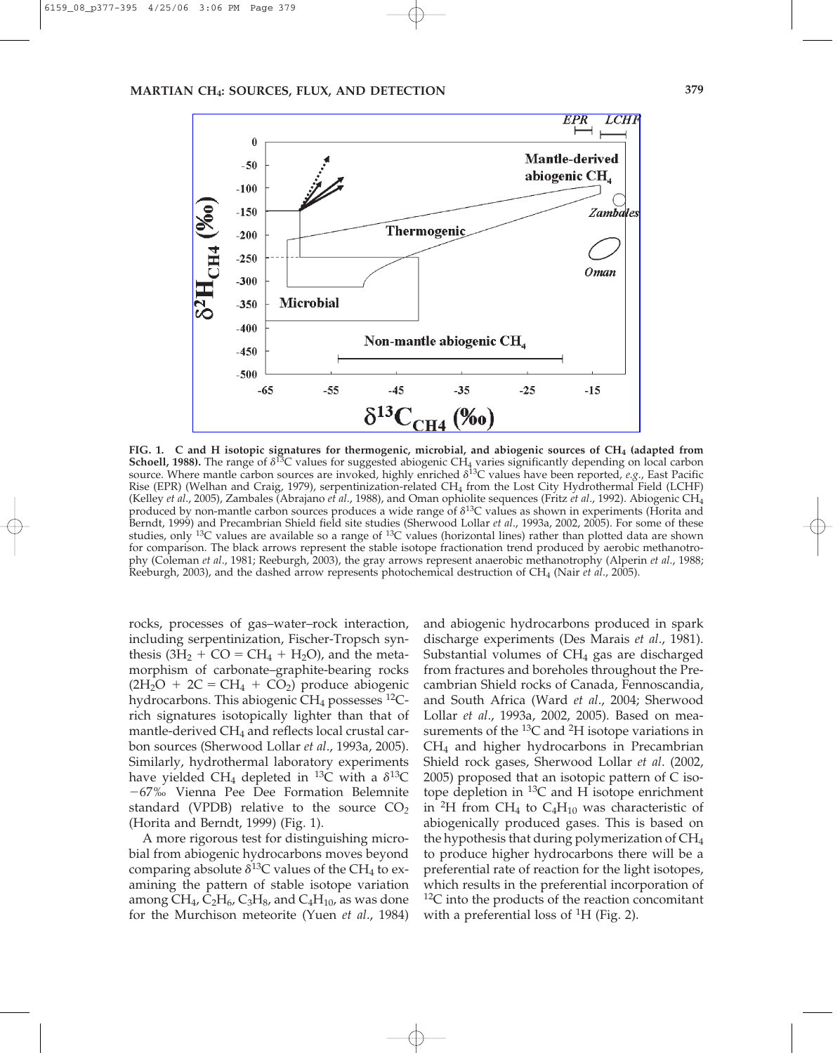FIG. 1. C and H isotopic signatures for thermogenic, microbial, and abiogenic sources of $CH_4$ (adapted from Schoell, 1988). The range of $\delta^{13}C$ values for suggested abiogenic $CH_4$ varies significantly depending on local carbon source. Where mantle carbon sources are invoked, highly enriched $\delta^{13}C$ values have been reported, *e.g.*, East Pacific Rise (EPR) (Welhan and Craig, 1979), serpentinization-related $CH_4$ from the Lost City Hydrothermal Field (LCHF) (Kelley *et al*., 2005), Zambales (Abrajano *et al*., 1988), and Oman ophiolite sequences (Fritz *et al*., 1992). Abiogenic $CH_4$ produced by non-mantle carbon sources produces a wide range of $\delta^{13}C$ values as shown in experiments (Horita and Berndt, 1999) and Precambrian Shield field site studies (Sherwood Lollar *et al*., 1993a, 2002, 2005). For some of these studies, only $^{13}C$ values are available so a range of $^{13}C$ values (horizontal lines) rather than plotted data are shown for comparison. The black arrows represent the stable isotope fractionation trend produced by aerobic methanotrophy (Coleman *et al*., 1981; Reeburgh, 2003), the gray arrows represent anaerobic methanotrophy (Alperin *et al*., 1988; Reeburgh, 2003), and the dashed arrow represents photochemical destruction of $CH_4$ (Nair *et al*., 2005).

rocks, processes of gas–water–rock interaction, including serpentinization, Fischer-Tropsch synthesis ($3H_2 + CO = CH_4 + H_2O$), and the metamorphism of carbonate–graphite-bearing rocks ($2H_2O + 2C = CH_4 + CO_2$) produce abiogenic hydrocarbons. This abiogenic $CH_4$ possesses $^{12}C$-rich signatures isotopically lighter than that of mantle-derived $CH_4$ and reflects local crustal carbon sources (Sherwood Lollar *et al*., 1993a, 2005). Similarly, hydrothermal laboratory experiments have yielded $CH_4$ depleted in $^{13}C$ with a $\delta^{13}C$ −67‰ Vienna Pee Dee Formation Belemnite standard (VPDB) relative to the source $CO_2$ (Horita and Berndt, 1999) (Fig. 1).

A more rigorous test for distinguishing microbial from abiogenic hydrocarbons moves beyond comparing absolute $\delta^{13}C$ values of the $CH_4$ to examining the pattern of stable isotope variation among $CH_4$, $C_2H_6$, $C_3H_8$, and $C_4H_{10}$, as was done for the Murchison meteorite (Yuen *et al*., 1984) and abiogenic hydrocarbons produced in spark discharge experiments (Des Marais *et al*., 1981). Substantial volumes of $CH_4$ gas are discharged from fractures and boreholes throughout the Precambrian Shield rocks of Canada, Fennoscandia, and South Africa (Ward *et al*., 2004; Sherwood Lollar *et al*., 1993a, 2002, 2005). Based on measurements of the $^{13}C$ and $^{2}H$ isotope variations in $CH_4$ and higher hydrocarbons in Precambrian Shield rock gases, Sherwood Lollar *et al*. (2002, 2005) proposed that an isotopic pattern of C isotope depletion in $^{13}C$ and H isotope enrichment in $^{2}H$ from $CH_4$ to $C_4H_{10}$ was characteristic of abiogenically produced gases. This is based on the hypothesis that during polymerization of $CH_4$ to produce higher hydrocarbons there will be a preferential rate of reaction for the light isotopes, which results in the preferential incorporation of $^{12}C$ into the products of the reaction concomitant with a preferential loss of $^{1}H$ (Fig. 2).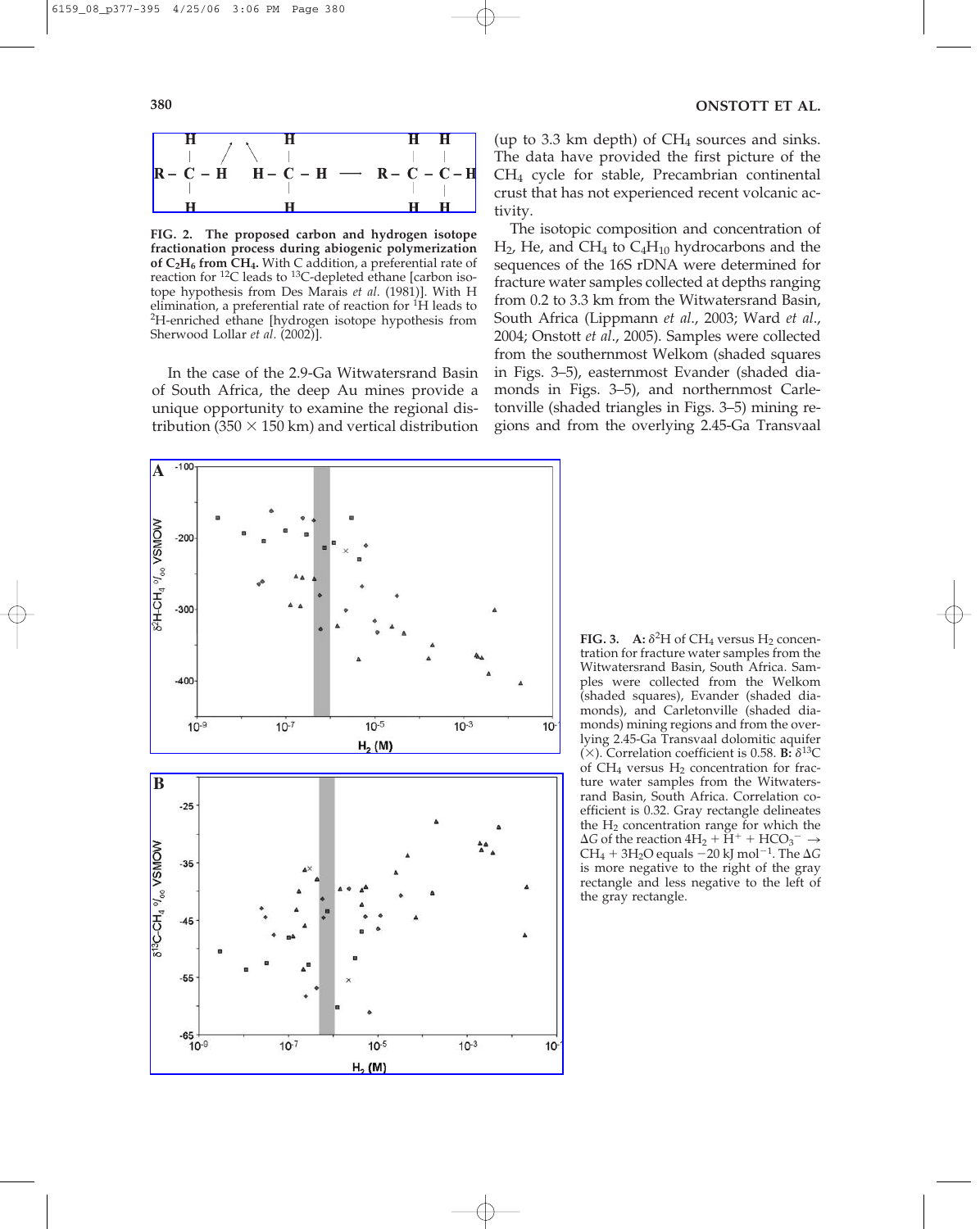FIG. 2. **The proposed carbon and hydrogen isotope fractionation process during abiogenic polymerization of $C_2H_6$ from $CH_4$.** With C addition, a preferential rate of reaction for $^{12}C$ leads to $^{13}C$-depleted ethane [carbon isotope hypothesis from Des Marais *et al.* (1981)]. With H elimination, a preferential rate of reaction for $^{1}H$ leads to $^{2}H$-enriched ethane [hydrogen isotope hypothesis from Sherwood Lollar *et al.* (2002)].

In the case of the 2.9-Ga Witwatersrand Basin of South Africa, the deep Au mines provide a unique opportunity to examine the regional distribution (350 × 150 km) and vertical distribution (up to 3.3 km depth) of $CH_4$ sources and sinks. The data have provided the first picture of the $CH_4$ cycle for stable, Precambrian continental crust that has not experienced recent volcanic activity.

The isotopic composition and concentration of $H_2$, He, and $CH_4$ to $C_4H_{10}$ hydrocarbons and the sequences of the 16S rDNA were determined for fracture water samples collected at depths ranging from 0.2 to 3.3 km from the Witwatersrand Basin, South Africa (Lippmann *et al.*, 2003; Ward *et al.*, 2004; Onstott *et al.*, 2005). Samples were collected from the southernmost Welkom (shaded squares in Figs. 3–5), easternmost Evander (shaded diamonds in Figs. 3–5), and northernmost Carletonville (shaded triangles in Figs. 3–5) mining regions and from the overlying 2.45-Ga Transvaal

**FIG. 3. A:** $\delta^2H$ of $CH_4$ versus $H_2$ concentration for fracture water samples from the Witwatersrand Basin, South Africa. Samples were collected from the Welkom (shaded squares), Evander (shaded diamonds), and Carletonville (shaded diamonds) mining regions and from the overlying 2.45-Ga Transvaal dolomitic aquifer (×). Correlation coefficient is 0.58. **B:** $\delta^{13}C$ of $CH_4$ versus $H_2$ concentration for fracture water samples from the Witwatersrand Basin, South Africa. Correlation coefficient is 0.32. Gray rectangle delineates the $H_2$ concentration range for which the $\Delta G$ of the reaction $4H_2 + H^+ + HCO_3^- \rightarrow CH_4 + 3H_2O$ equals $-20$ kJ mol$^{-1}$. The $\Delta G$ is more negative to the right of the gray rectangle and less negative to the left of the gray rectangle.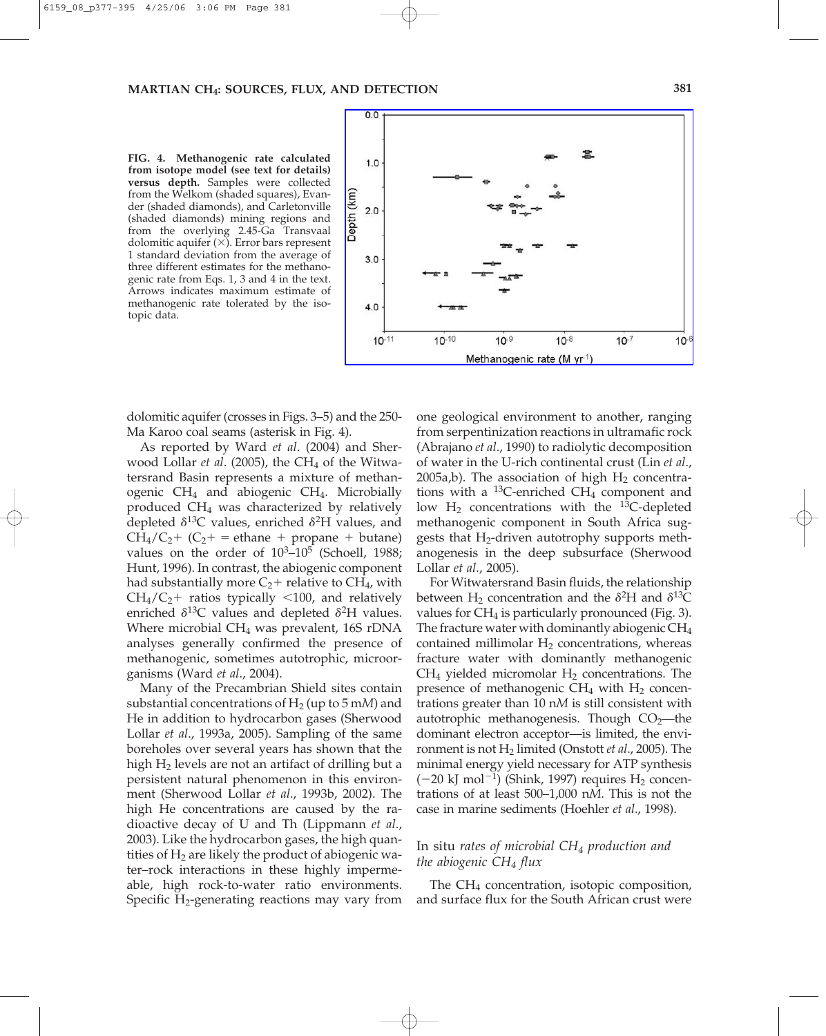**FIG. 4. Methanogenic rate calculated from isotope model (see text for details) versus depth.** Samples were collected from the Welkom (shaded squares), Evander (shaded diamonds), and Carletonville (shaded diamonds) mining regions and from the overlying 2.45-Ga Transvaal dolomitic aquifer (×). Error bars represent 1 standard deviation from the average of three different estimates for the methanogenic rate from Eqs. 1, 3 and 4 in the text. Arrows indicates maximum estimate of methanogenic rate tolerated by the isotopic data.

dolomitic aquifer (crosses in Figs. 3–5) and the 250-Ma Karoo coal seams (asterisk in Fig. 4).

As reported by Ward *et al.* (2004) and Sherwood Lollar *et al.* (2005), the $CH_4$ of the Witwatersrand Basin represents a mixture of methanogenic $CH_4$ and abiogenic $CH_4$. Microbially produced $CH_4$ was characterized by relatively depleted $\delta^{13}C$ values, enriched $\delta^{2}H$ values, and $CH_4/C_2+$ ($C_2+$ = ethane + propane + butane) values on the order of $10^3$–$10^5$ (Schoell, 1988; Hunt, 1996). In contrast, the abiogenic component had substantially more $C_2+$ relative to $CH_4$, with $CH_4/C_2+$ ratios typically <100, and relatively enriched $\delta^{13}C$ values and depleted $\delta^{2}H$ values. Where microbial $CH_4$ was prevalent, 16S rDNA analyses generally confirmed the presence of methanogenic, sometimes autotrophic, microorganisms (Ward *et al.*, 2004).

Many of the Precambrian Shield sites contain substantial concentrations of $H_2$ (up to 5 m*M*) and He in addition to hydrocarbon gases (Sherwood Lollar *et al.*, 1993a, 2005). Sampling of the same boreholes over several years has shown that the high $H_2$ levels are not an artifact of drilling but a persistent natural phenomenon in this environment (Sherwood Lollar *et al.*, 1993b, 2002). The high He concentrations are caused by the radioactive decay of U and Th (Lippmann *et al.*, 2003). Like the hydrocarbon gases, the high quantities of $H_2$ are likely the product of abiogenic water–rock interactions in these highly impermeable, high rock-to-water ratio environments. Specific $H_2$-generating reactions may vary from one geological environment to another, ranging from serpentinization reactions in ultramafic rock (Abrajano *et al.*, 1990) to radiolytic decomposition of water in the U-rich continental crust (Lin *et al.*, 2005a,b). The association of high $H_2$ concentrations with a $^{13}C$-enriched $CH_4$ component and low $H_2$ concentrations with the $^{13}C$-depleted methanogenic component in South Africa suggests that $H_2$-driven autotrophy supports methanogenesis in the deep subsurface (Sherwood Lollar *et al.*, 2005).

For Witwatersrand Basin fluids, the relationship between $H_2$ concentration and the $\delta^{2}H$ and $\delta^{13}C$ values for $CH_4$ is particularly pronounced (Fig. 3). The fracture water with dominantly abiogenic $CH_4$ contained millimolar $H_2$ concentrations, whereas fracture water with dominantly methanogenic $CH_4$ yielded micromolar $H_2$ concentrations. The presence of methanogenic $CH_4$ with $H_2$ concentrations greater than 10 n*M* is still consistent with autotrophic methanogenesis. Though $CO_2$—the dominant electron acceptor—is limited, the environment is not $H_2$ limited (Onstott *et al.*, 2005). The minimal energy yield necessary for ATP synthesis ($-20$ kJ $mol^{-1}$) (Shink, 1997) requires $H_2$ concentrations of at least 500–1,000 n*M*. This is not the case in marine sediments (Hoehler *et al.*, 1998).

### *In situ rates of microbial $CH_4$ production and the abiogenic $CH_4$ flux*

The $CH_4$ concentration, isotopic composition, and surface flux for the South African crust were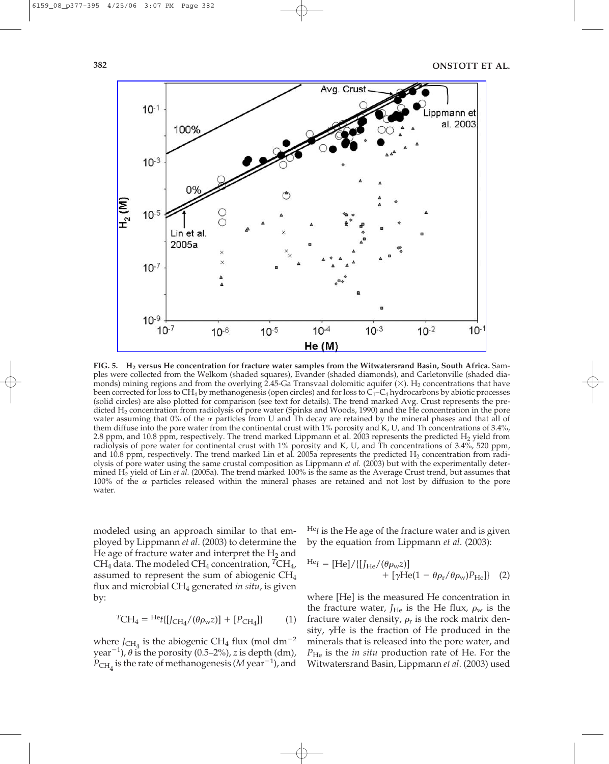**FIG. 5. $H_2$ versus He concentration for fracture water samples from the Witwatersrand Basin, South Africa.** Samples were collected from the Welkom (shaded squares), Evander (shaded diamonds), and Carletonville (shaded diamonds) mining regions and from the overlying 2.45-Ga Transvaal dolomitic aquifer (×). $H_2$ concentrations that have been corrected for loss to $CH_4$ by methanogenesis (open circles) and for loss to $C_1$–$C_4$ hydrocarbons by abiotic processes (solid circles) are also plotted for comparison (see text for details). The trend marked Avg. Crust represents the predicted $H_2$ concentration from radiolysis of pore water (Spinks and Woods, 1990) and the He concentration in the pore water assuming that 0% of the $\alpha$ particles from U and Th decay are retained by the mineral phases and that all of them diffuse into the pore water from the continental crust with 1% porosity and K, U, and Th concentrations of 3.4%, 2.8 ppm, and 10.8 ppm, respectively. The trend marked Lippmann et al. 2003 represents the predicted $H_2$ yield from radiolysis of pore water for continental crust with 1% porosity and K, U, and Th concentrations of 3.4%, 520 ppm, and 10.8 ppm, respectively. The trend marked Lin et al. 2005a represents the predicted $H_2$ concentration from radiolysis of pore water using the same crustal composition as Lippmann *et al.* (2003) but with the experimentally determined $H_2$ yield of Lin *et al.* (2005a). The trend marked 100% is the same as the Average Crust trend, but assumes that 100% of the $\alpha$ particles released within the mineral phases are retained and not lost by diffusion to the pore water.

modeled using an approach similar to that employed by Lippmann *et al.* (2003) to determine the He age of fracture water and interpret the $H_2$ and $CH_4$ data. The modeled $CH_4$ concentration, ${}^{T}CH_4$, assumed to represent the sum of abiogenic $CH_4$ flux and microbial $CH_4$ generated *in situ*, is given by:

$$^{T}CH_4 = {}^{He}t\{[J_{CH_4}/(\theta\rho_w z)] + [P_{CH_4}]\} \quad (1)$$

where $J_{CH_4}$ is the abiogenic $CH_4$ flux (mol $dm^{-2}$ $year^{-1}$), $\theta$ is the porosity (0.5–2%), $z$ is depth (dm), $P_{CH_4}$ is the rate of methanogenesis ($M$ $year^{-1}$), and ${}^{He}t$ is the He age of the fracture water and is given by the equation from Lippmann *et al.* (2003):

$$^{He}t = [He]/\{[J_{He}/(\theta\rho_w z)] + [\gamma He(1 - \theta\rho_r/\theta\rho_w)P_{He}]\} \quad (2)$$

where [He] is the measured He concentration in the fracture water, $J_{He}$ is the He flux, $\rho_w$ is the fracture water density, $\rho_r$ is the rock matrix density, $\gamma$He is the fraction of He produced in the minerals that is released into the pore water, and $P_{He}$ is the *in situ* production rate of He. For the Witwatersrand Basin, Lippmann *et al.* (2003) used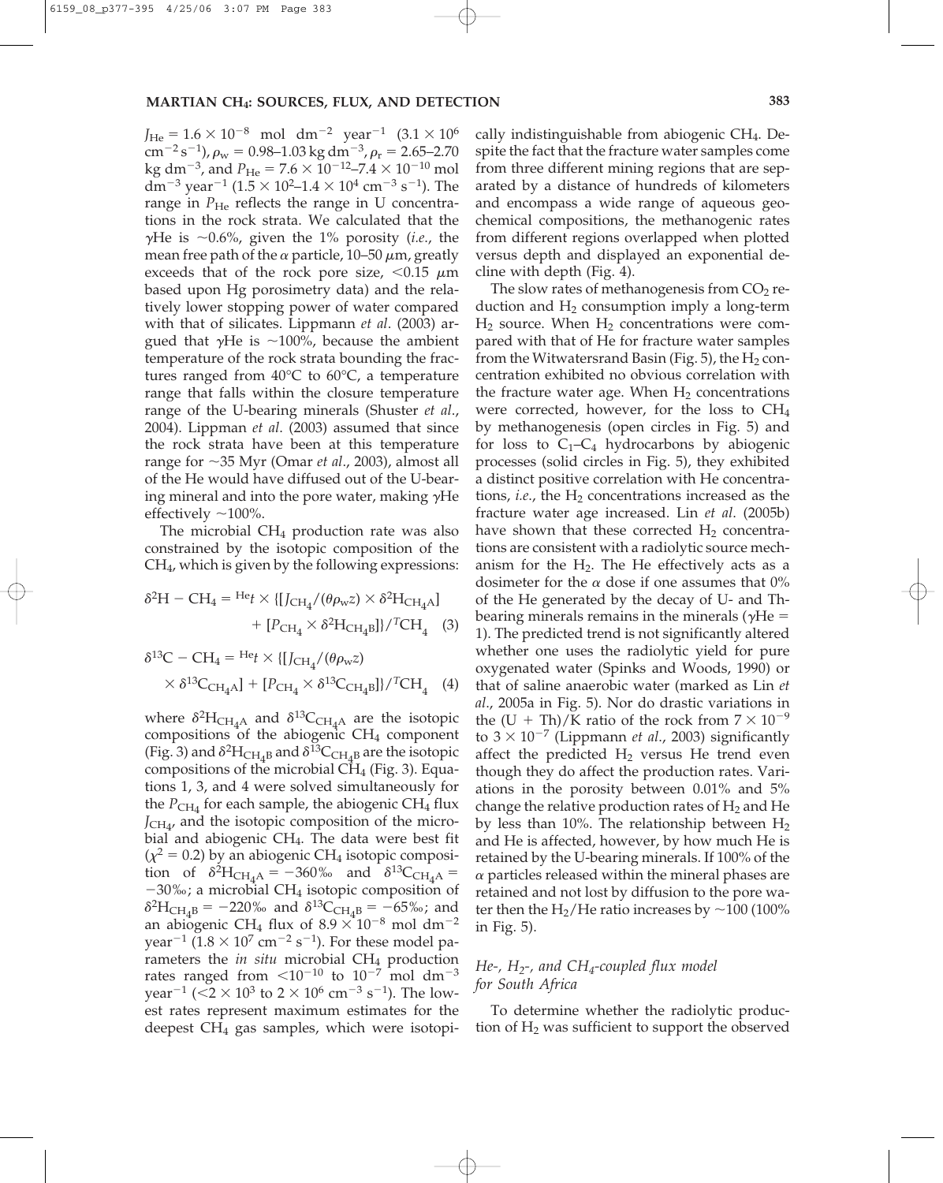$J_{He} = 1.6 \times 10^{-8}$ mol dm$^{-2}$ year$^{-1}$ ($3.1 \times 10^6$ cm$^{-2}$ s$^{-1}$), $\rho_w = 0.98$–$1.03$ kg dm$^{-3}$, $\rho_r = 2.65$–$2.70$ kg dm$^{-3}$, and $P_{He} = 7.6 \times 10^{-12}$–$7.4 \times 10^{-10}$ mol dm$^{-3}$ year$^{-1}$ ($1.5 \times 10^2$–$1.4 \times 10^4$ cm$^{-3}$ s$^{-1}$). The range in $P_{He}$ reflects the range in U concentrations in the rock strata. We calculated that the $\gamma$He is ~0.6%, given the 1% porosity (*i.e.*, the mean free path of the $\alpha$ particle, 10–50 $\mu$m, greatly exceeds that of the rock pore size, <0.15 $\mu$m based upon Hg porosimetry data) and the relatively lower stopping power of water compared with that of silicates. Lippmann *et al*. (2003) argued that $\gamma$He is ~100%, because the ambient temperature of the rock strata bounding the fractures ranged from 40°C to 60°C, a temperature range that falls within the closure temperature range of the U-bearing minerals (Shuster *et al*., 2004). Lippman *et al*. (2003) assumed that since the rock strata have been at this temperature range for ~35 Myr (Omar *et al*., 2003), almost all of the He would have diffused out of the U-bearing mineral and into the pore water, making $\gamma$He effectively ~100%.

The microbial $CH_4$ production rate was also constrained by the isotopic composition of the $CH_4$, which is given by the following expressions:

$$\delta^2H - CH_4 = {}^{He}t \times \{[J_{CH_4}/(\theta\rho_w z) \times \delta^2H_{CH_4A}] + [P_{CH_4} \times \delta^2H_{CH_4B}]\}/{}^{T}CH_4 \quad (3)$$

$$\delta^{13}C - CH_4 = {}^{He}t \times \{[J_{CH_4}/(\theta\rho_w z) \times \delta^{13}C_{CH_4A}] + [P_{CH_4} \times \delta^{13}C_{CH_4B}]\}/{}^{T}CH_4 \quad (4)$$

where $\delta^2H_{CH_4A}$ and $\delta^{13}C_{CH_4A}$ are the isotopic compositions of the abiogenic $CH_4$ component (Fig. 3) and $\delta^2H_{CH_4B}$ and $\delta^{13}C_{CH_4B}$ are the isotopic compositions of the microbial $CH_4$ (Fig. 3). Equations 1, 3, and 4 were solved simultaneously for the $P_{CH_4}$ for each sample, the abiogenic $CH_4$ flux $J_{CH_4}$, and the isotopic composition of the microbial and abiogenic $CH_4$. The data were best fit ($\chi^2 = 0.2$) by an abiogenic $CH_4$ isotopic composition of $\delta^2H_{CH_4A} = -360$‰ and $\delta^{13}C_{CH_4A} = -30$‰; a microbial $CH_4$ isotopic composition of $\delta^2H_{CH_4B} = -220$‰ and $\delta^{13}C_{CH_4B} = -65$‰; and an abiogenic $CH_4$ flux of $8.9 \times 10^{-8}$ mol dm$^{-2}$ year$^{-1}$ ($1.8 \times 10^7$ cm$^{-2}$ s$^{-1}$). For these model parameters the *in situ* microbial $CH_4$ production rates ranged from $<10^{-10}$ to $10^{-7}$ mol dm$^{-3}$ year$^{-1}$ ($<2 \times 10^3$ to $2 \times 10^6$ cm$^{-3}$ s$^{-1}$). The lowest rates represent maximum estimates for the deepest $CH_4$ gas samples, which were isotopically indistinguishable from abiogenic $CH_4$. Despite the fact that the fracture water samples come from three different mining regions that are separated by a distance of hundreds of kilometers and encompass a wide range of aqueous geochemical compositions, the methanogenic rates from different regions overlapped when plotted versus depth and displayed an exponential decline with depth (Fig. 4).

The slow rates of methanogenesis from $CO_2$ reduction and $H_2$ consumption imply a long-term $H_2$ source. When $H_2$ concentrations were compared with that of He for fracture water samples from the Witwatersrand Basin (Fig. 5), the $H_2$ concentration exhibited no obvious correlation with the fracture water age. When $H_2$ concentrations were corrected, however, for the loss to $CH_4$ by methanogenesis (open circles in Fig. 5) and for loss to $C_1$–$C_4$ hydrocarbons by abiogenic processes (solid circles in Fig. 5), they exhibited a distinct positive correlation with He concentrations, *i.e.*, the $H_2$ concentrations increased as the fracture water age increased. Lin *et al*. (2005b) have shown that these corrected $H_2$ concentrations are consistent with a radiolytic source mechanism for the $H_2$. The He effectively acts as a dosimeter for the $\alpha$ dose if one assumes that 0% of the He generated by the decay of U- and Th-bearing minerals remains in the minerals ($\gamma$He = 1). The predicted trend is not significantly altered whether one uses the radiolytic yield for pure oxygenated water (Spinks and Woods, 1990) or that of saline anaerobic water (marked as Lin *et al*., 2005a in Fig. 5). Nor do drastic variations in the (U + Th)/K ratio of the rock from $7 \times 10^{-9}$ to $3 \times 10^{-7}$ (Lippmann *et al*., 2003) significantly affect the predicted $H_2$ versus He trend even though they do affect the production rates. Variations in the porosity between 0.01% and 5% change the relative production rates of $H_2$ and He by less than 10%. The relationship between $H_2$ and He is affected, however, by how much He is retained by the U-bearing minerals. If 100% of the $\alpha$ particles released within the mineral phases are retained and not lost by diffusion to the pore water then the $H_2$/He ratio increases by ~100 (100% in Fig. 5).

### *He-, $H_2$-, and $CH_4$-coupled flux model for South Africa*

To determine whether the radiolytic production of $H_2$ was sufficient to support the observed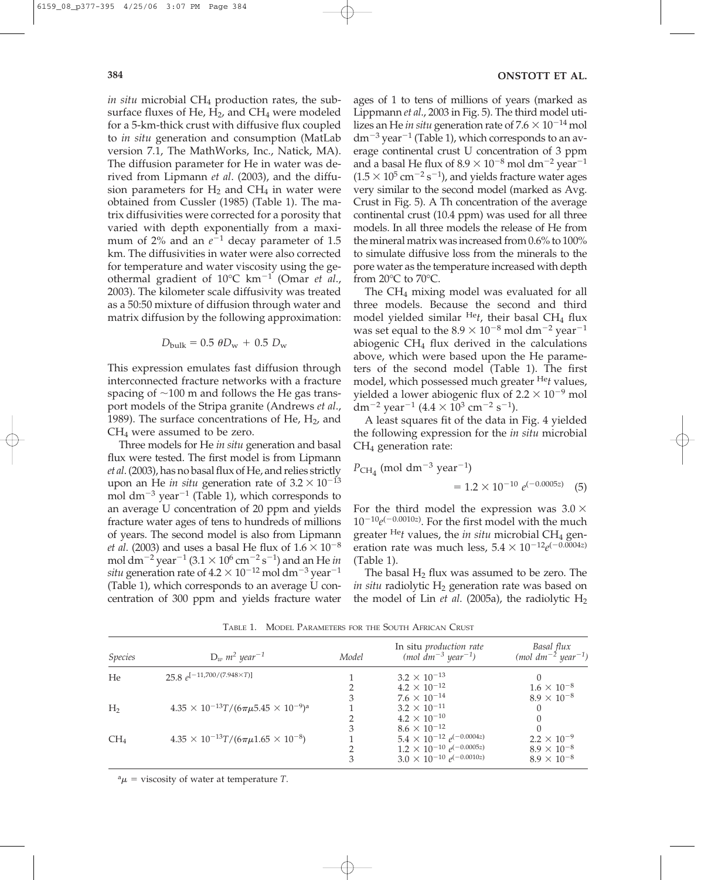*in situ* microbial $CH_4$ production rates, the subsurface fluxes of He, $H_2$, and $CH_4$ were modeled for a 5-km-thick crust with diffusive flux coupled to *in situ* generation and consumption (MatLab version 7.1, The MathWorks, Inc., Natick, MA). The diffusion parameter for He in water was derived from Lipmann *et al*. (2003), and the diffusion parameters for $H_2$ and $CH_4$ in water were obtained from Cussler (1985) (Table 1). The matrix diffusivities were corrected for a porosity that varied with depth exponentially from a maximum of 2% and an $e^{-1}$ decay parameter of 1.5 km. The diffusivities in water were also corrected for temperature and water viscosity using the geothermal gradient of 10°C $km^{-1}$ (Omar *et al*., 2003). The kilometer scale diffusivity was treated as a 50:50 mixture of diffusion through water and matrix diffusion by the following approximation:

$$D_{bulk} = 0.5\ \theta D_w + 0.5\ D_w$$

This expression emulates fast diffusion through interconnected fracture networks with a fracture spacing of ~100 m and follows the He gas transport models of the Stripa granite (Andrews *et al*., 1989). The surface concentrations of He, $H_2$, and $CH_4$ were assumed to be zero.

Three models for He *in situ* generation and basal flux were tested. The first model is from Lipmann *et al*. (2003), has no basal flux of He, and relies strictly upon an He *in situ* generation rate of $3.2 \times 10^{-13}$ mol $dm^{-3}$ $year^{-1}$ (Table 1), which corresponds to an average U concentration of 20 ppm and yields fracture water ages of tens to hundreds of millions of years. The second model is also from Lipmann *et al*. (2003) and uses a basal He flux of $1.6 \times 10^{-8}$ mol $dm^{-2}$ $year^{-1}$ ($3.1 \times 10^{6}$ $cm^{-2}$ $s^{-1}$) and an He *in situ* generation rate of $4.2 \times 10^{-12}$ mol $dm^{-3}$ $year^{-1}$ (Table 1), which corresponds to an average U concentration of 300 ppm and yields fracture water ages of 1 to tens of millions of years (marked as Lippmann *et al*., 2003 in Fig. 5). The third model utilizes an He *in situ* generation rate of $7.6 \times 10^{-14}$ mol $dm^{-3}$ $year^{-1}$ (Table 1), which corresponds to an average continental crust U concentration of 3 ppm and a basal He flux of $8.9 \times 10^{-8}$ mol $dm^{-2}$ $year^{-1}$ ($1.5 \times 10^{5}$ $cm^{-2}$ $s^{-1}$), and yields fracture water ages very similar to the second model (marked as Avg. Crust in Fig. 5). A Th concentration of the average continental crust (10.4 ppm) was used for all three models. In all three models the release of He from the mineral matrix was increased from 0.6% to 100% to simulate diffusive loss from the minerals to the pore water as the temperature increased with depth from 20°C to 70°C.

The $CH_4$ mixing model was evaluated for all three models. Because the second and third model yielded similar ${}^{He}t$, their basal $CH_4$ flux was set equal to the $8.9 \times 10^{-8}$ mol $dm^{-2}$ $year^{-1}$ abiogenic $CH_4$ flux derived in the calculations above, which were based upon the He parameters of the second model (Table 1). The first model, which possessed much greater ${}^{He}t$ values, yielded a lower abiogenic flux of $2.2 \times 10^{-9}$ mol $dm^{-2}$ $year^{-1}$ ($4.4 \times 10^{3}$ $cm^{-2}$ $s^{-1}$).

A least squares fit of the data in Fig. 4 yielded the following expression for the *in situ* microbial $CH_4$ generation rate:

$$P_{CH_4}\ (\text{mol dm}^{-3}\ \text{year}^{-1}) = 1.2 \times 10^{-10}\ e^{(-0.0005z)} \quad (5)$$

For the third model the expression was $3.0 \times 10^{-10}e^{(-0.0010z)}$. For the first model with the much greater ${}^{He}t$ values, the *in situ* microbial $CH_4$ generation rate was much less, $5.4 \times 10^{-12}e^{(-0.0004z)}$ (Table 1).

The basal $H_2$ flux was assumed to be zero. The *in situ* radiolytic $H_2$ generation rate was based on the model of Lin *et al*. (2005a), the radiolytic $H_2$

TABLE 1. MODEL PARAMETERS FOR THE SOUTH AFRICAN CRUST

| *Species* | $D_w$ $m^2$ $year^{-1}$ | *Model* | In situ *production rate* (*mol* $dm^{-3}$ $year^{-1}$) | *Basal flux* (*mol* $dm^{-2}$ $year^{-1}$) |
|---|---|---|---|---|
| He | $25.8\ e^{[-11{,}700/(7.948 \times T)]}$ | 1 | $3.2 \times 10^{-13}$ | 0 |
| | | 2 | $4.2 \times 10^{-12}$ | $1.6 \times 10^{-8}$ |
| | | 3 | $7.6 \times 10^{-14}$ | $8.9 \times 10^{-8}$ |
| $H_2$ | $4.35 \times 10^{-13}T/(6\pi\mu 5.45 \times 10^{-9})$[a] | 1 | $3.2 \times 10^{-11}$ | 0 |
| | | 2 | $4.2 \times 10^{-10}$ | 0 |
| | | 3 | $8.6 \times 10^{-12}$ | 0 |
| $CH_4$ | $4.35 \times 10^{-13}T/(6\pi\mu 1.65 \times 10^{-8})$ | 1 | $5.4 \times 10^{-12}\ e^{(-0.0004z)}$ | $2.2 \times 10^{-9}$ |
| | | 2 | $1.2 \times 10^{-10}\ e^{(-0.0005z)}$ | $8.9 \times 10^{-8}$ |
| | | 3 | $3.0 \times 10^{-10}\ e^{(-0.0010z)}$ | $8.9 \times 10^{-8}$ |

[a] $\mu$ = viscosity of water at temperature $T$.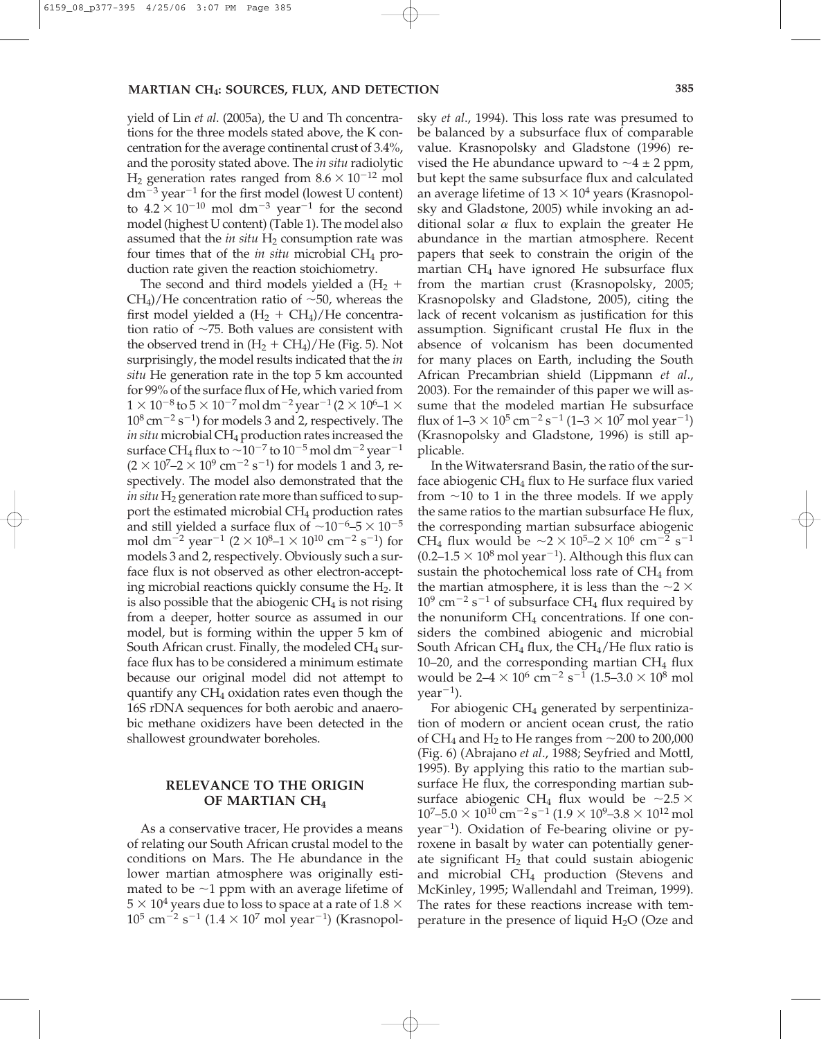yield of Lin *et al*. (2005a), the U and Th concentrations for the three models stated above, the K concentration for the average continental crust of 3.4%, and the porosity stated above. The *in situ* radiolytic $H_2$ generation rates ranged from $8.6 \times 10^{-12}$ mol dm$^{-3}$ year$^{-1}$ for the first model (lowest U content) to $4.2 \times 10^{-10}$ mol dm$^{-3}$ year$^{-1}$ for the second model (highest U content) (Table 1). The model also assumed that the *in situ* $H_2$ consumption rate was four times that of the *in situ* microbial $CH_4$ production rate given the reaction stoichiometry.

The second and third models yielded a ($H_2$ + $CH_4$)/He concentration ratio of ~50, whereas the first model yielded a ($H_2$ + $CH_4$)/He concentration ratio of ~75. Both values are consistent with the observed trend in ($H_2$ + $CH_4$)/He (Fig. 5). Not surprisingly, the model results indicated that the *in situ* He generation rate in the top 5 km accounted for 99% of the surface flux of He, which varied from $1 \times 10^{-8}$ to $5 \times 10^{-7}$ mol dm$^{-2}$ year$^{-1}$ ($2 \times 10^{6}$–$1 \times 10^{8}$ cm$^{-2}$ s$^{-1}$) for models 3 and 2, respectively. The *in situ* microbial $CH_4$ production rates increased the surface $CH_4$ flux to ~$10^{-7}$ to $10^{-5}$ mol dm$^{-2}$ year$^{-1}$ ($2 \times 10^{7}$–$2 \times 10^{9}$ cm$^{-2}$ s$^{-1}$) for models 1 and 3, respectively. The model also demonstrated that the *in situ* $H_2$ generation rate more than sufficed to support the estimated microbial $CH_4$ production rates and still yielded a surface flux of ~$10^{-6}$–$5 \times 10^{-5}$ mol dm$^{-2}$ year$^{-1}$ ($2 \times 10^{8}$–$1 \times 10^{10}$ cm$^{-2}$ s$^{-1}$) for models 3 and 2, respectively. Obviously such a surface flux is not observed as other electron-accepting microbial reactions quickly consume the $H_2$. It is also possible that the abiogenic $CH_4$ is not rising from a deeper, hotter source as assumed in our model, but is forming within the upper 5 km of South African crust. Finally, the modeled $CH_4$ surface flux has to be considered a minimum estimate because our original model did not attempt to quantify any $CH_4$ oxidation rates even though the 16S rDNA sequences for both aerobic and anaerobic methane oxidizers have been detected in the shallowest groundwater boreholes.

## RELEVANCE TO THE ORIGIN OF MARTIAN $CH_4$

As a conservative tracer, He provides a means of relating our South African crustal model to the conditions on Mars. The He abundance in the lower martian atmosphere was originally estimated to be ~1 ppm with an average lifetime of $5 \times 10^{4}$ years due to loss to space at a rate of $1.8 \times 10^{5}$ cm$^{-2}$ s$^{-1}$ ($1.4 \times 10^{7}$ mol year$^{-1}$) (Krasnopolsky *et al*., 1994). This loss rate was presumed to be balanced by a subsurface flux of comparable value. Krasnopolsky and Gladstone (1996) revised the He abundance upward to ~4 ± 2 ppm, but kept the same subsurface flux and calculated an average lifetime of $13 \times 10^{4}$ years (Krasnopolsky and Gladstone, 2005) while invoking an additional solar $\alpha$ flux to explain the greater He abundance in the martian atmosphere. Recent papers that seek to constrain the origin of the martian $CH_4$ have ignored He subsurface flux from the martian crust (Krasnopolsky, 2005; Krasnopolsky and Gladstone, 2005), citing the lack of recent volcanism as justification for this assumption. Significant crustal He flux in the absence of volcanism has been documented for many places on Earth, including the South African Precambrian shield (Lippmann *et al*., 2003). For the remainder of this paper we will assume that the modeled martian He subsurface flux of 1–3 $\times 10^{5}$ cm$^{-2}$ s$^{-1}$ (1–3 $\times 10^{7}$ mol year$^{-1}$) (Krasnopolsky and Gladstone, 1996) is still applicable.

In the Witwatersrand Basin, the ratio of the surface abiogenic $CH_4$ flux to He surface flux varied from ~10 to 1 in the three models. If we apply the same ratios to the martian subsurface He flux, the corresponding martian subsurface abiogenic $CH_4$ flux would be ~$2 \times 10^{5}$–$2 \times 10^{6}$ cm$^{-2}$ s$^{-1}$ (0.2–1.5 $\times 10^{8}$ mol year$^{-1}$). Although this flux can sustain the photochemical loss rate of $CH_4$ from the martian atmosphere, it is less than the ~$2 \times 10^{9}$ cm$^{-2}$ s$^{-1}$ of subsurface $CH_4$ flux required by the nonuniform $CH_4$ concentrations. If one considers the combined abiogenic and microbial South African $CH_4$ flux, the $CH_4$/He flux ratio is 10–20, and the corresponding martian $CH_4$ flux would be 2–4 $\times 10^{6}$ cm$^{-2}$ s$^{-1}$ (1.5–3.0 $\times 10^{8}$ mol year$^{-1}$).

For abiogenic $CH_4$ generated by serpentinization of modern or ancient ocean crust, the ratio of $CH_4$ and $H_2$ to He ranges from ~200 to 200,000 (Fig. 6) (Abrajano *et al*., 1988; Seyfried and Mottl, 1995). By applying this ratio to the martian subsurface He flux, the corresponding martian subsurface abiogenic $CH_4$ flux would be ~$2.5 \times 10^{7}$–$5.0 \times 10^{10}$ cm$^{-2}$ s$^{-1}$ ($1.9 \times 10^{9}$–$3.8 \times 10^{12}$ mol year$^{-1}$). Oxidation of Fe-bearing olivine or pyroxene in basalt by water can potentially generate significant $H_2$ that could sustain abiogenic and microbial $CH_4$ production (Stevens and McKinley, 1995; Wallendahl and Treiman, 1999). The rates for these reactions increase with temperature in the presence of liquid $H_2O$ (Oze and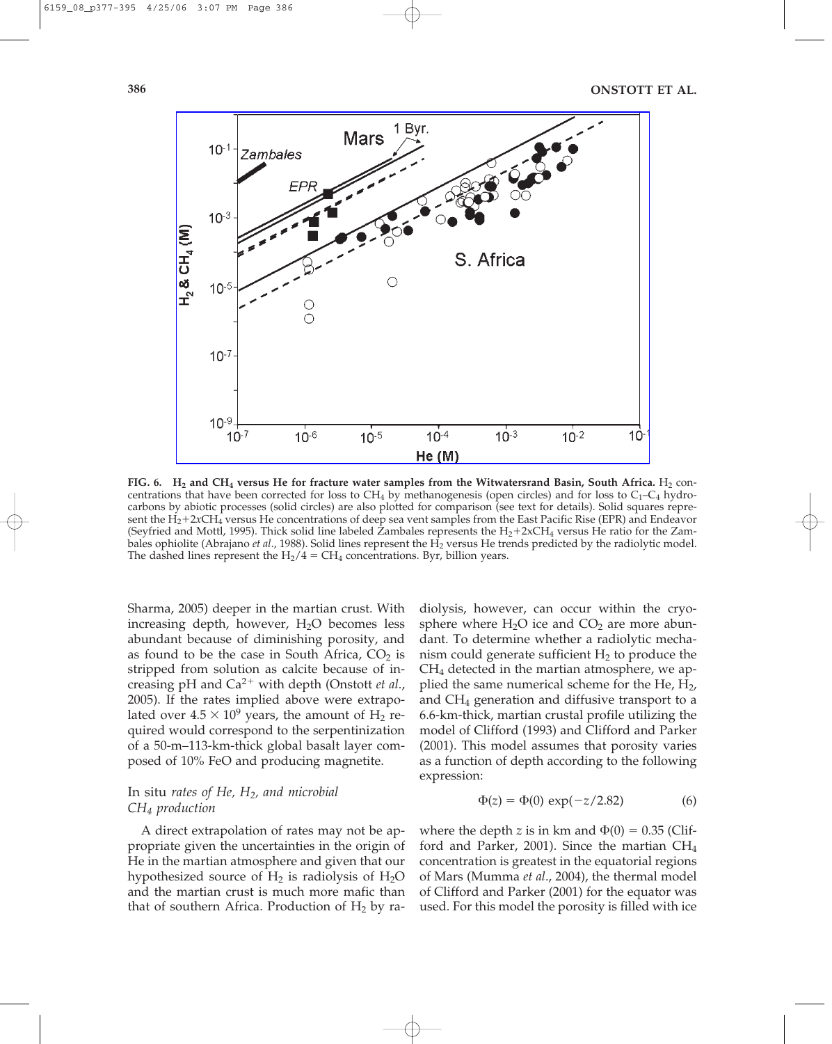FIG. 6. $H_2$ and $CH_4$ versus He for fracture water samples from the Witwatersrand Basin, South Africa. $H_2$ concentrations that have been corrected for loss to $CH_4$ by methanogenesis (open circles) and for loss to $C_1$–$C_4$ hydrocarbons by abiotic processes (solid circles) are also plotted for comparison (see text for details). Solid squares represent the $H_2$+2x$CH_4$ versus He concentrations of deep sea vent samples from the East Pacific Rise (EPR) and Endeavor (Seyfried and Mottl, 1995). Thick solid line labeled Zambales represents the $H_2$+2x$CH_4$ versus He ratio for the Zambales ophiolite (Abrajano *et al*., 1988). Solid lines represent the $H_2$ versus He trends predicted by the radiolytic model. The dashed lines represent the $H_2/4 = CH_4$ concentrations. Byr, billion years.

Sharma, 2005) deeper in the martian crust. With increasing depth, however, $H_2O$ becomes less abundant because of diminishing porosity, and as found to be the case in South Africa, $CO_2$ is stripped from solution as calcite because of increasing pH and $Ca^{2+}$ with depth (Onstott *et al*., 2005). If the rates implied above were extrapolated over $4.5 \times 10^9$ years, the amount of $H_2$ required would correspond to the serpentinization of a 50-m–113-km-thick global basalt layer composed of 10% FeO and producing magnetite.

### *In situ rates of He, $H_2$, and microbial $CH_4$ production*

A direct extrapolation of rates may not be appropriate given the uncertainties in the origin of He in the martian atmosphere and given that our hypothesized source of $H_2$ is radiolysis of $H_2O$ and the martian crust is much more mafic than that of southern Africa. Production of $H_2$ by radiolysis, however, can occur within the cryosphere where $H_2O$ ice and $CO_2$ are more abundant. To determine whether a radiolytic mechanism could generate sufficient $H_2$ to produce the $CH_4$ detected in the martian atmosphere, we applied the same numerical scheme for the He, $H_2$, and $CH_4$ generation and diffusive transport to a 6.6-km-thick, martian crustal profile utilizing the model of Clifford (1993) and Clifford and Parker (2001). This model assumes that porosity varies as a function of depth according to the following expression:

$$\Phi(z) = \Phi(0) \exp(-z/2.82) \tag{6}$$

where the depth $z$ is in km and $\Phi(0) = 0.35$ (Clifford and Parker, 2001). Since the martian $CH_4$ concentration is greatest in the equatorial regions of Mars (Mumma *et al*., 2004), the thermal model of Clifford and Parker (2001) for the equator was used. For this model the porosity is filled with ice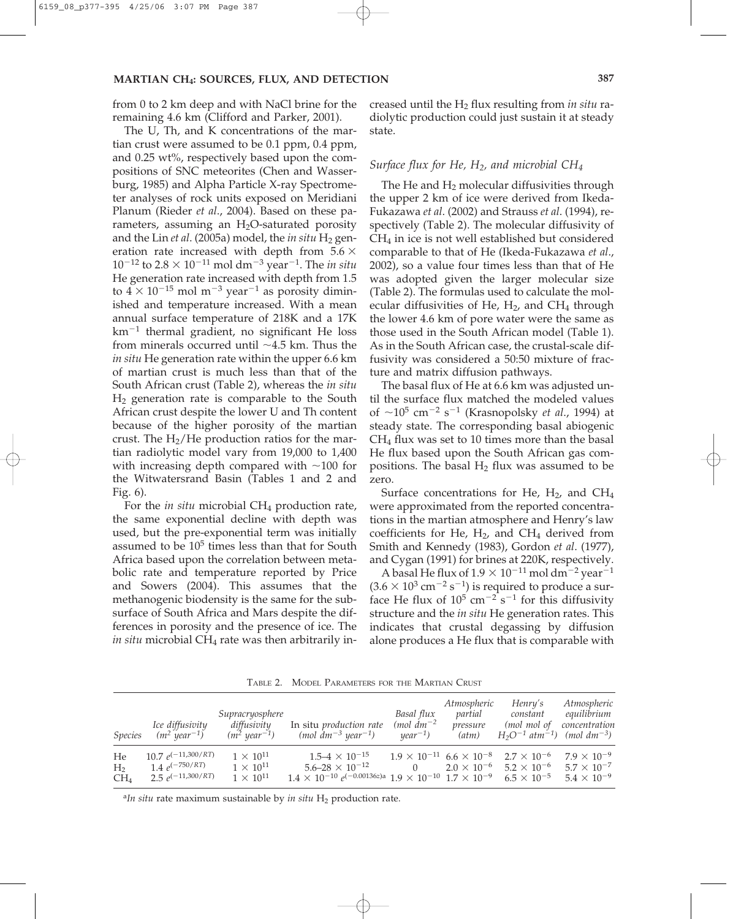from 0 to 2 km deep and with NaCl brine for the remaining 4.6 km (Clifford and Parker, 2001).

The U, Th, and K concentrations of the martian crust were assumed to be 0.1 ppm, 0.4 ppm, and 0.25 wt%, respectively based upon the compositions of SNC meteorites (Chen and Wasserburg, 1985) and Alpha Particle X-ray Spectrometer analyses of rock units exposed on Meridiani Planum (Rieder *et al*., 2004). Based on these parameters, assuming an $H_2O$-saturated porosity and the Lin *et al*. (2005a) model, the *in situ* $H_2$ generation rate increased with depth from $5.6 \times 10^{-12}$ to $2.8 \times 10^{-11}$ mol dm$^{-3}$ year$^{-1}$. The *in situ* He generation rate increased with depth from 1.5 to $4 \times 10^{-15}$ mol m$^{-3}$ year$^{-1}$ as porosity diminished and temperature increased. With a mean annual surface temperature of 218K and a 17K km$^{-1}$ thermal gradient, no significant He loss from minerals occurred until ~4.5 km. Thus the *in situ* He generation rate within the upper 6.6 km of martian crust is much less than that of the South African crust (Table 2), whereas the *in situ* $H_2$ generation rate is comparable to the South African crust despite the lower U and Th content because of the higher porosity of the martian crust. The $H_2$/He production ratios for the martian radiolytic model vary from 19,000 to 1,400 with increasing depth compared with ~100 for the Witwatersrand Basin (Tables 1 and 2 and Fig. 6).

For the *in situ* microbial $CH_4$ production rate, the same exponential decline with depth was used, but the pre-exponential term was initially assumed to be $10^5$ times less than that for South Africa based upon the correlation between metabolic rate and temperature reported by Price and Sowers (2004). This assumes that the methanogenic biodensity is the same for the subsurface of South Africa and Mars despite the differences in porosity and the presence of ice. The *in situ* microbial $CH_4$ rate was then arbitrarily increased until the $H_2$ flux resulting from *in situ* radiolytic production could just sustain it at steady state.

### *Surface flux for He, $H_2$, and microbial $CH_4$*

The He and $H_2$ molecular diffusivities through the upper 2 km of ice were derived from Ikeda-Fukazawa *et al*. (2002) and Strauss *et al*. (1994), respectively (Table 2). The molecular diffusivity of $CH_4$ in ice is not well established but considered comparable to that of He (Ikeda-Fukazawa *et al*., 2002), so a value four times less than that of He was adopted given the larger molecular size (Table 2). The formulas used to calculate the molecular diffusivities of He, $H_2$, and $CH_4$ through the lower 4.6 km of pore water were the same as those used in the South African model (Table 1). As in the South African case, the crustal-scale diffusivity was considered a 50:50 mixture of fracture and matrix diffusion pathways.

The basal flux of He at 6.6 km was adjusted until the surface flux matched the modeled values of $\sim 10^5$ cm$^{-2}$ s$^{-1}$ (Krasnopolsky *et al*., 1994) at steady state. The corresponding basal abiogenic $CH_4$ flux was set to 10 times more than the basal He flux based upon the South African gas compositions. The basal $H_2$ flux was assumed to be zero.

Surface concentrations for He, $H_2$, and $CH_4$ were approximated from the reported concentrations in the martian atmosphere and Henry's law coefficients for He, $H_2$, and $CH_4$ derived from Smith and Kennedy (1983), Gordon *et al*. (1977), and Cygan (1991) for brines at 220K, respectively.

A basal He flux of $1.9 \times 10^{-11}$ mol dm$^{-2}$ year$^{-1}$ ($3.6 \times 10^3$ cm$^{-2}$ s$^{-1}$) is required to produce a surface He flux of $10^5$ cm$^{-2}$ s$^{-1}$ for this diffusivity structure and the *in situ* He generation rates. This indicates that crustal degassing by diffusion alone produces a He flux that is comparable with

TABLE 2. MODEL PARAMETERS FOR THE MARTIAN CRUST

| *Species* | *Ice diffusivity* ($m^2$ *year*$^{-1}$) | *Supracryosphere diffusivity* ($m^2$ *year*$^{-1}$) | In situ *production rate* (*mol dm*$^{-3}$ *year*$^{-1}$) | *Basal flux* (*mol dm*$^{-2}$ *year*$^{-1}$) | *Atmospheric partial pressure* (*atm*) | *Henry's constant* (*mol mol of* $H_2O^{-1}$ *atm*$^{-1}$) | *Atmospheric equilibrium concentration* (*mol dm*$^{-3}$) |
|---|---|---|---|---|---|---|---|
| He | $10.7\ e^{(-11,300/RT)}$ | $1 \times 10^{11}$ | $1.5–4 \times 10^{-15}$ | $1.9 \times 10^{-11}$ | $6.6 \times 10^{-8}$ | $2.7 \times 10^{-6}$ | $7.9 \times 10^{-9}$ |
| $H_2$ | $1.4\ e^{(-750/RT)}$ | $1 \times 10^{11}$ | $5.6–28 \times 10^{-12}$ | 0 | $2.0 \times 10^{-6}$ | $5.2 \times 10^{-6}$ | $5.7 \times 10^{-7}$ |
| $CH_4$ | $2.5\ e^{(-11,300/RT)}$ | $1 \times 10^{11}$ | $1.4 \times 10^{-10}\ e^{(-0.00136z)}$[a] | $1.9 \times 10^{-10}$ | $1.7 \times 10^{-9}$ | $6.5 \times 10^{-5}$ | $5.4 \times 10^{-9}$ |

[a]*In situ* rate maximum sustainable by *in situ* $H_2$ production rate.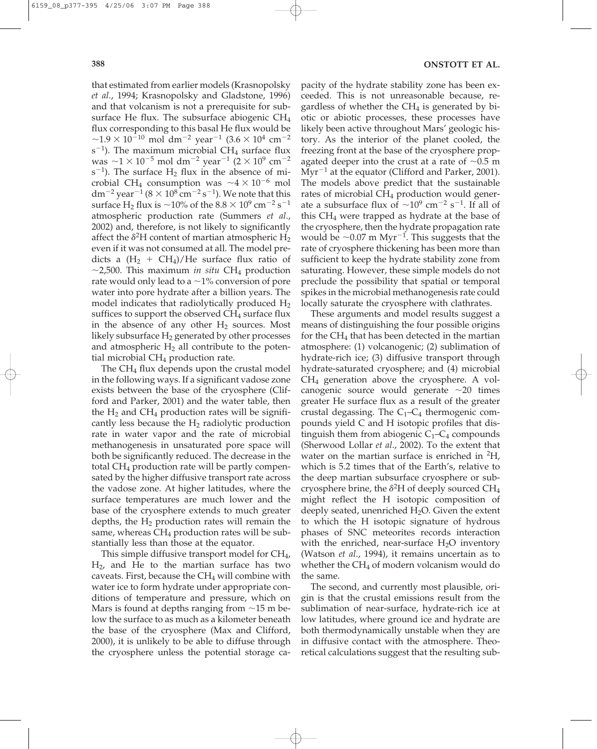that estimated from earlier models (Krasnopolsky *et al*., 1994; Krasnopolsky and Gladstone, 1996) and that volcanism is not a prerequisite for subsurface He flux. The subsurface abiogenic $CH_4$ flux corresponding to this basal He flux would be $\sim 1.9 \times 10^{-10}$ mol dm$^{-2}$ year$^{-1}$ ($3.6 \times 10^4$ cm$^{-2}$ s$^{-1}$). The maximum microbial $CH_4$ surface flux was $\sim 1 \times 10^{-5}$ mol dm$^{-2}$ year$^{-1}$ ($2 \times 10^9$ cm$^{-2}$ s$^{-1}$). The surface $H_2$ flux in the absence of microbial $CH_4$ consumption was $\sim 4 \times 10^{-6}$ mol dm$^{-2}$ year$^{-1}$ ($8 \times 10^8$ cm$^{-2}$ s$^{-1}$). We note that this surface $H_2$ flux is $\sim$10% of the $8.8 \times 10^9$ cm$^{-2}$ s$^{-1}$ atmospheric production rate (Summers *et al*., 2002) and, therefore, is not likely to significantly affect the $\delta^2$H content of martian atmospheric $H_2$ even if it was not consumed at all. The model predicts a ($H_2$ + $CH_4$)/He surface flux ratio of $\sim$2,500. This maximum *in situ* $CH_4$ production rate would only lead to a $\sim$1% conversion of pore water into pore hydrate after a billion years. The model indicates that radiolytically produced $H_2$ suffices to support the observed $CH_4$ surface flux in the absence of any other $H_2$ sources. Most likely subsurface $H_2$ generated by other processes and atmospheric $H_2$ all contribute to the potential microbial $CH_4$ production rate.

The $CH_4$ flux depends upon the crustal model in the following ways. If a significant vadose zone exists between the base of the cryosphere (Clifford and Parker, 2001) and the water table, then the $H_2$ and $CH_4$ production rates will be significantly less because the $H_2$ radiolytic production rate in water vapor and the rate of microbial methanogenesis in unsaturated pore space will both be significantly reduced. The decrease in the total $CH_4$ production rate will be partly compensated by the higher diffusive transport rate across the vadose zone. At higher latitudes, where the surface temperatures are much lower and the base of the cryosphere extends to much greater depths, the $H_2$ production rates will remain the same, whereas $CH_4$ production rates will be substantially less than those at the equator.

This simple diffusive transport model for $CH_4$, $H_2$, and He to the martian surface has two caveats. First, because the $CH_4$ will combine with water ice to form hydrate under appropriate conditions of temperature and pressure, which on Mars is found at depths ranging from $\sim$15 m below the surface to as much as a kilometer beneath the base of the cryosphere (Max and Clifford, 2000), it is unlikely to be able to diffuse through the cryosphere unless the potential storage capacity of the hydrate stability zone has been exceeded. This is not unreasonable because, regardless of whether the $CH_4$ is generated by biotic or abiotic processes, these processes have likely been active throughout Mars' geologic history. As the interior of the planet cooled, the freezing front at the base of the cryosphere propagated deeper into the crust at a rate of $\sim$0.5 m Myr$^{-1}$ at the equator (Clifford and Parker, 2001). The models above predict that the sustainable rates of microbial $CH_4$ production would generate a subsurface flux of $\sim 10^9$ cm$^{-2}$ s$^{-1}$. If all of this $CH_4$ were trapped as hydrate at the base of the cryosphere, then the hydrate propagation rate would be $\sim$0.07 m Myr$^{-1}$. This suggests that the rate of cryosphere thickening has been more than sufficient to keep the hydrate stability zone from saturating. However, these simple models do not preclude the possibility that spatial or temporal spikes in the microbial methanogenesis rate could locally saturate the cryosphere with clathrates.

These arguments and model results suggest a means of distinguishing the four possible origins for the $CH_4$ that has been detected in the martian atmosphere: (1) volcanogenic; (2) sublimation of hydrate-rich ice; (3) diffusive transport through hydrate-saturated cryosphere; and (4) microbial $CH_4$ generation above the cryosphere. A volcanogenic source would generate $\sim$20 times greater He surface flux as a result of the greater crustal degassing. The $C_1$–$C_4$ thermogenic compounds yield C and H isotopic profiles that distinguish them from abiogenic $C_1$–$C_4$ compounds (Sherwood Lollar *et al*., 2002). To the extent that water on the martian surface is enriched in $^2$H, which is 5.2 times that of the Earth's, relative to the deep martian subsurface cryosphere or subcryosphere brine, the $\delta^2$H of deeply sourced $CH_4$ might reflect the H isotopic composition of deeply seated, unenriched $H_2O$. Given the extent to which the H isotopic signature of hydrous phases of SNC meteorites records interaction with the enriched, near-surface $H_2O$ inventory (Watson *et al*., 1994), it remains uncertain as to whether the $CH_4$ of modern volcanism would do the same.

The second, and currently most plausible, origin is that the crustal emissions result from the sublimation of near-surface, hydrate-rich ice at low latitudes, where ground ice and hydrate are both thermodynamically unstable when they are in diffusive contact with the atmosphere. Theoretical calculations suggest that the resulting sub-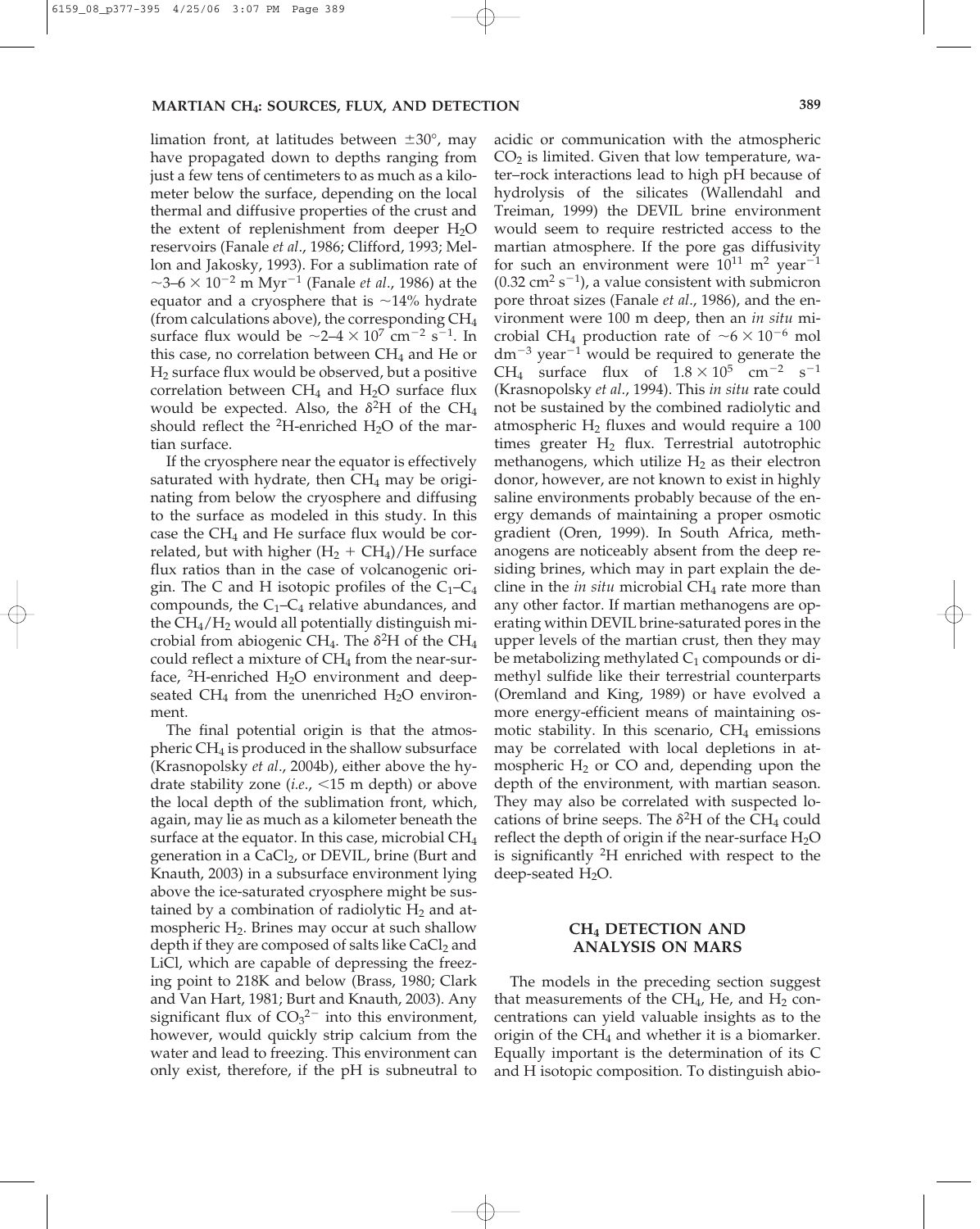limation front, at latitudes between $\pm 30°$, may have propagated down to depths ranging from just a few tens of centimeters to as much as a kilometer below the surface, depending on the local thermal and diffusive properties of the crust and the extent of replenishment from deeper $H_2O$ reservoirs (Fanale *et al.*, 1986; Clifford, 1993; Mellon and Jakosky, 1993). For a sublimation rate of $\sim 3–6 \times 10^{-2}$ m $Myr^{-1}$ (Fanale *et al.*, 1986) at the equator and a cryosphere that is $\sim 14\%$ hydrate (from calculations above), the corresponding $CH_4$ surface flux would be $\sim 2–4 \times 10^7$ $cm^{-2}$ $s^{-1}$. In this case, no correlation between $CH_4$ and He or $H_2$ surface flux would be observed, but a positive correlation between $CH_4$ and $H_2O$ surface flux would be expected. Also, the $\delta^2H$ of the $CH_4$ should reflect the $^2H$-enriched $H_2O$ of the martian surface.

If the cryosphere near the equator is effectively saturated with hydrate, then $CH_4$ may be originating from below the cryosphere and diffusing to the surface as modeled in this study. In this case the $CH_4$ and He surface flux would be correlated, but with higher $(H_2 + CH_4)$/He surface flux ratios than in the case of volcanogenic origin. The C and H isotopic profiles of the $C_1$–$C_4$ compounds, the $C_1$–$C_4$ relative abundances, and the $CH_4/H_2$ would all potentially distinguish microbial from abiogenic $CH_4$. The $\delta^2H$ of the $CH_4$ could reflect a mixture of $CH_4$ from the near-surface, $^2H$-enriched $H_2O$ environment and deep-seated $CH_4$ from the unenriched $H_2O$ environment.

The final potential origin is that the atmospheric $CH_4$ is produced in the shallow subsurface (Krasnopolsky *et al.*, 2004b), either above the hydrate stability zone (*i.e.*, <15 m depth) or above the local depth of the sublimation front, which, again, may lie as much as a kilometer beneath the surface at the equator. In this case, microbial $CH_4$ generation in a $CaCl_2$, or DEVIL, brine (Burt and Knauth, 2003) in a subsurface environment lying above the ice-saturated cryosphere might be sustained by a combination of radiolytic $H_2$ and atmospheric $H_2$. Brines may occur at such shallow depth if they are composed of salts like $CaCl_2$ and LiCl, which are capable of depressing the freezing point to 218K and below (Brass, 1980; Clark and Van Hart, 1981; Burt and Knauth, 2003). Any significant flux of $CO_3^{2-}$ into this environment, however, would quickly strip calcium from the water and lead to freezing. This environment can only exist, therefore, if the pH is subneutral to acidic or communication with the atmospheric $CO_2$ is limited. Given that low temperature, water–rock interactions lead to high pH because of hydrolysis of the silicates (Wallendahl and Treiman, 1999) the DEVIL brine environment would seem to require restricted access to the martian atmosphere. If the pore gas diffusivity for such an environment were $10^{11}$ $m^2$ $year^{-1}$ ($0.32$ $cm^2$ $s^{-1}$), a value consistent with submicron pore throat sizes (Fanale *et al.*, 1986), and the environment were 100 m deep, then an *in situ* microbial $CH_4$ production rate of $\sim 6 \times 10^{-6}$ mol $dm^{-3}$ $year^{-1}$ would be required to generate the $CH_4$ surface flux of $1.8 \times 10^5$ $cm^{-2}$ $s^{-1}$ (Krasnopolsky *et al.*, 1994). This *in situ* rate could not be sustained by the combined radiolytic and atmospheric $H_2$ fluxes and would require a 100 times greater $H_2$ flux. Terrestrial autotrophic methanogens, which utilize $H_2$ as their electron donor, however, are not known to exist in highly saline environments probably because of the energy demands of maintaining a proper osmotic gradient (Oren, 1999). In South Africa, methanogens are noticeably absent from the deep residing brines, which may in part explain the decline in the *in situ* microbial $CH_4$ rate more than any other factor. If martian methanogens are operating within DEVIL brine-saturated pores in the upper levels of the martian crust, then they may be metabolizing methylated $C_1$ compounds or dimethyl sulfide like their terrestrial counterparts (Oremland and King, 1989) or have evolved a more energy-efficient means of maintaining osmotic stability. In this scenario, $CH_4$ emissions may be correlated with local depletions in atmospheric $H_2$ or CO and, depending upon the depth of the environment, with martian season. They may also be correlated with suspected locations of brine seeps. The $\delta^2H$ of the $CH_4$ could reflect the depth of origin if the near-surface $H_2O$ is significantly $^2H$ enriched with respect to the deep-seated $H_2O$.

## $CH_4$ DETECTION AND ANALYSIS ON MARS

The models in the preceding section suggest that measurements of the $CH_4$, He, and $H_2$ concentrations can yield valuable insights as to the origin of the $CH_4$ and whether it is a biomarker. Equally important is the determination of its C and H isotopic composition. To distinguish abio-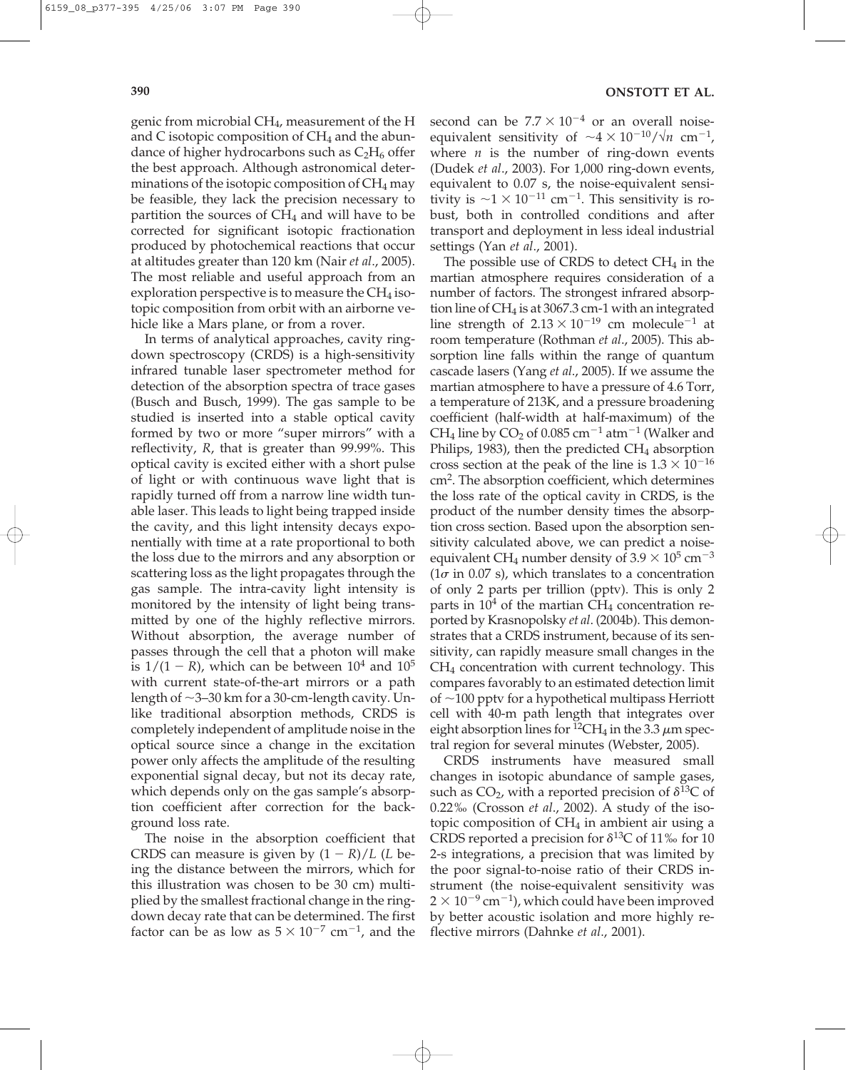genic from microbial $CH_4$, measurement of the H and C isotopic composition of $CH_4$ and the abundance of higher hydrocarbons such as $C_2H_6$ offer the best approach. Although astronomical determinations of the isotopic composition of $CH_4$ may be feasible, they lack the precision necessary to partition the sources of $CH_4$ and will have to be corrected for significant isotopic fractionation produced by photochemical reactions that occur at altitudes greater than 120 km (Nair *et al*., 2005). The most reliable and useful approach from an exploration perspective is to measure the $CH_4$ isotopic composition from orbit with an airborne vehicle like a Mars plane, or from a rover.

In terms of analytical approaches, cavity ringdown spectroscopy (CRDS) is a high-sensitivity infrared tunable laser spectrometer method for detection of the absorption spectra of trace gases (Busch and Busch, 1999). The gas sample to be studied is inserted into a stable optical cavity formed by two or more "super mirrors" with a reflectivity, *R*, that is greater than 99.99%. This optical cavity is excited either with a short pulse of light or with continuous wave light that is rapidly turned off from a narrow line width tunable laser. This leads to light being trapped inside the cavity, and this light intensity decays exponentially with time at a rate proportional to both the loss due to the mirrors and any absorption or scattering loss as the light propagates through the gas sample. The intra-cavity light intensity is monitored by the intensity of light being transmitted by one of the highly reflective mirrors. Without absorption, the average number of passes through the cell that a photon will make is $1/(1 - R)$, which can be between $10^4$ and $10^5$ with current state-of-the-art mirrors or a path length of ~3–30 km for a 30-cm-length cavity. Unlike traditional absorption methods, CRDS is completely independent of amplitude noise in the optical source since a change in the excitation power only affects the amplitude of the resulting exponential signal decay, but not its decay rate, which depends only on the gas sample's absorption coefficient after correction for the background loss rate.

The noise in the absorption coefficient that CRDS can measure is given by $(1 - R)/L$ ($L$ being the distance between the mirrors, which for this illustration was chosen to be 30 cm) multiplied by the smallest fractional change in the ringdown decay rate that can be determined. The first factor can be as low as $5 \times 10^{-7}$ cm$^{-1}$, and the second can be $7.7 \times 10^{-4}$ or an overall noise-equivalent sensitivity of $\sim 4 \times 10^{-10}/\sqrt{n}$ cm$^{-1}$, where $n$ is the number of ring-down events (Dudek *et al*., 2003). For 1,000 ring-down events, equivalent to 0.07 s, the noise-equivalent sensitivity is $\sim 1 \times 10^{-11}$ cm$^{-1}$. This sensitivity is robust, both in controlled conditions and after transport and deployment in less ideal industrial settings (Yan *et al*., 2001).

The possible use of CRDS to detect $CH_4$ in the martian atmosphere requires consideration of a number of factors. The strongest infrared absorption line of $CH_4$ is at 3067.3 cm-1 with an integrated line strength of $2.13 \times 10^{-19}$ cm molecule$^{-1}$ at room temperature (Rothman *et al*., 2005). This absorption line falls within the range of quantum cascade lasers (Yang *et al*., 2005). If we assume the martian atmosphere to have a pressure of 4.6 Torr, a temperature of 213K, and a pressure broadening coefficient (half-width at half-maximum) of the $CH_4$ line by $CO_2$ of 0.085 cm$^{-1}$ atm$^{-1}$ (Walker and Philips, 1983), then the predicted $CH_4$ absorption cross section at the peak of the line is $1.3 \times 10^{-16}$ cm$^2$. The absorption coefficient, which determines the loss rate of the optical cavity in CRDS, is the product of the number density times the absorption cross section. Based upon the absorption sensitivity calculated above, we can predict a noise-equivalent $CH_4$ number density of $3.9 \times 10^5$ cm$^{-3}$ ($1\sigma$ in 0.07 s), which translates to a concentration of only 2 parts per trillion (pptv). This is only 2 parts in $10^4$ of the martian $CH_4$ concentration reported by Krasnopolsky *et al*. (2004b). This demonstrates that a CRDS instrument, because of its sensitivity, can rapidly measure small changes in the $CH_4$ concentration with current technology. This compares favorably to an estimated detection limit of ~100 pptv for a hypothetical multipass Herriott cell with 40-m path length that integrates over eight absorption lines for $^{12}CH_4$ in the 3.3 $\mu$m spectral region for several minutes (Webster, 2005).

CRDS instruments have measured small changes in isotopic abundance of sample gases, such as $CO_2$, with a reported precision of $\delta^{13}C$ of 0.22‰ (Crosson *et al*., 2002). A study of the isotopic composition of $CH_4$ in ambient air using a CRDS reported a precision for $\delta^{13}C$ of 11‰ for 10 2-s integrations, a precision that was limited by the poor signal-to-noise ratio of their CRDS instrument (the noise-equivalent sensitivity was $2 \times 10^{-9}$ cm$^{-1}$), which could have been improved by better acoustic isolation and more highly reflective mirrors (Dahnke *et al*., 2001).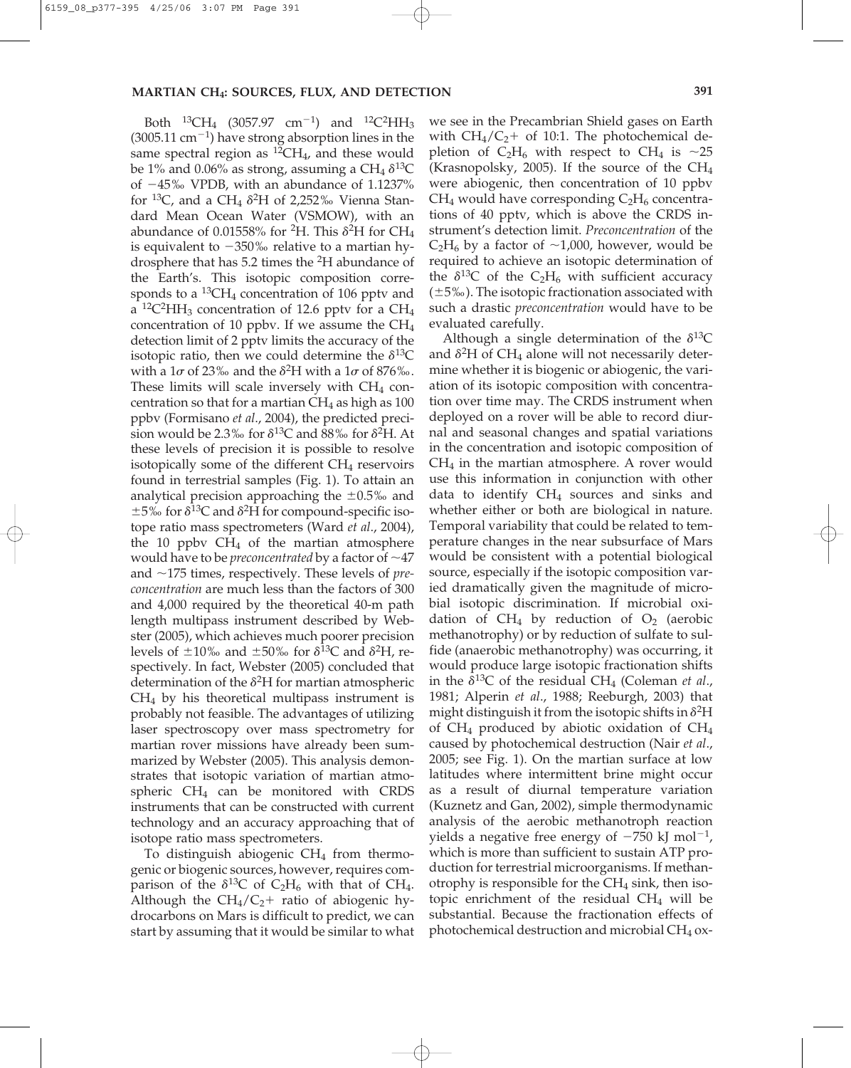Both $^{13}CH_4$ (3057.97 $cm^{-1}$) and $^{12}C^2HH_3$ (3005.11 $cm^{-1}$) have strong absorption lines in the same spectral region as $^{12}CH_4$, and these would be 1% and 0.06% as strong, assuming a $CH_4$ $\delta^{13}C$ of −45‰ VPDB, with an abundance of 1.1237% for $^{13}C$, and a $CH_4$ $\delta^2H$ of 2,252‰ Vienna Standard Mean Ocean Water (VSMOW), with an abundance of 0.01558% for $^2H$. This $\delta^2H$ for $CH_4$ is equivalent to −350‰ relative to a martian hydrosphere that has 5.2 times the $^2H$ abundance of the Earth's. This isotopic composition corresponds to a $^{13}CH_4$ concentration of 106 pptv and a $^{12}C^2HH_3$ concentration of 12.6 pptv for a $CH_4$ concentration of 10 ppbv. If we assume the $CH_4$ detection limit of 2 pptv limits the accuracy of the isotopic ratio, then we could determine the $\delta^{13}C$ with a 1$\sigma$ of 23‰ and the $\delta^2H$ with a 1$\sigma$ of 876‰. These limits will scale inversely with $CH_4$ concentration so that for a martian $CH_4$ as high as 100 ppbv (Formisano *et al*., 2004), the predicted precision would be 2.3‰ for $\delta^{13}C$ and 88‰ for $\delta^2H$. At these levels of precision it is possible to resolve isotopically some of the different $CH_4$ reservoirs found in terrestrial samples (Fig. 1). To attain an analytical precision approaching the ±0.5‰ and ±5‰ for $\delta^{13}C$ and $\delta^2H$ for compound-specific isotope ratio mass spectrometers (Ward *et al*., 2004), the 10 ppbv $CH_4$ of the martian atmosphere would have to be *preconcentrated* by a factor of ~47 and ~175 times, respectively. These levels of *preconcentration* are much less than the factors of 300 and 4,000 required by the theoretical 40-m path length multipass instrument described by Webster (2005), which achieves much poorer precision levels of ±10‰ and ±50‰ for $\delta^{13}C$ and $\delta^2H$, respectively. In fact, Webster (2005) concluded that determination of the $\delta^2H$ for martian atmospheric $CH_4$ by his theoretical multipass instrument is probably not feasible. The advantages of utilizing laser spectroscopy over mass spectrometry for martian rover missions have already been summarized by Webster (2005). This analysis demonstrates that isotopic variation of martian atmospheric $CH_4$ can be monitored with CRDS instruments that can be constructed with current technology and an accuracy approaching that of isotope ratio mass spectrometers.

To distinguish abiogenic $CH_4$ from thermogenic or biogenic sources, however, requires comparison of the $\delta^{13}C$ of $C_2H_6$ with that of $CH_4$. Although the $CH_4/C_2$+ ratio of abiogenic hydrocarbons on Mars is difficult to predict, we can start by assuming that it would be similar to what we see in the Precambrian Shield gases on Earth with $CH_4/C_2$+ of 10:1. The photochemical depletion of $C_2H_6$ with respect to $CH_4$ is ~25 (Krasnopolsky, 2005). If the source of the $CH_4$ were abiogenic, then concentration of 10 ppbv $CH_4$ would have corresponding $C_2H_6$ concentrations of 40 pptv, which is above the CRDS instrument's detection limit. *Preconcentration* of the $C_2H_6$ by a factor of ~1,000, however, would be required to achieve an isotopic determination of the $\delta^{13}C$ of the $C_2H_6$ with sufficient accuracy (±5‰). The isotopic fractionation associated with such a drastic *preconcentration* would have to be evaluated carefully.

Although a single determination of the $\delta^{13}C$ and $\delta^2H$ of $CH_4$ alone will not necessarily determine whether it is biogenic or abiogenic, the variation of its isotopic composition with concentration over time may. The CRDS instrument when deployed on a rover will be able to record diurnal and seasonal changes and spatial variations in the concentration and isotopic composition of $CH_4$ in the martian atmosphere. A rover would use this information in conjunction with other data to identify $CH_4$ sources and sinks and whether either or both are biological in nature. Temporal variability that could be related to temperature changes in the near subsurface of Mars would be consistent with a potential biological source, especially if the isotopic composition varied dramatically given the magnitude of microbial isotopic discrimination. If microbial oxidation of $CH_4$ by reduction of $O_2$ (aerobic methanotrophy) or by reduction of sulfate to sulfide (anaerobic methanotrophy) was occurring, it would produce large isotopic fractionation shifts in the $\delta^{13}C$ of the residual $CH_4$ (Coleman *et al*., 1981; Alperin *et al*., 1988; Reeburgh, 2003) that might distinguish it from the isotopic shifts in $\delta^2H$ of $CH_4$ produced by abiotic oxidation of $CH_4$ caused by photochemical destruction (Nair *et al*., 2005; see Fig. 1). On the martian surface at low latitudes where intermittent brine might occur as a result of diurnal temperature variation (Kuznetz and Gan, 2002), simple thermodynamic analysis of the aerobic methanotroph reaction yields a negative free energy of −750 kJ $mol^{-1}$, which is more than sufficient to sustain ATP production for terrestrial microorganisms. If methanotrophy is responsible for the $CH_4$ sink, then isotopic enrichment of the residual $CH_4$ will be substantial. Because the fractionation effects of photochemical destruction and microbial $CH_4$ ox-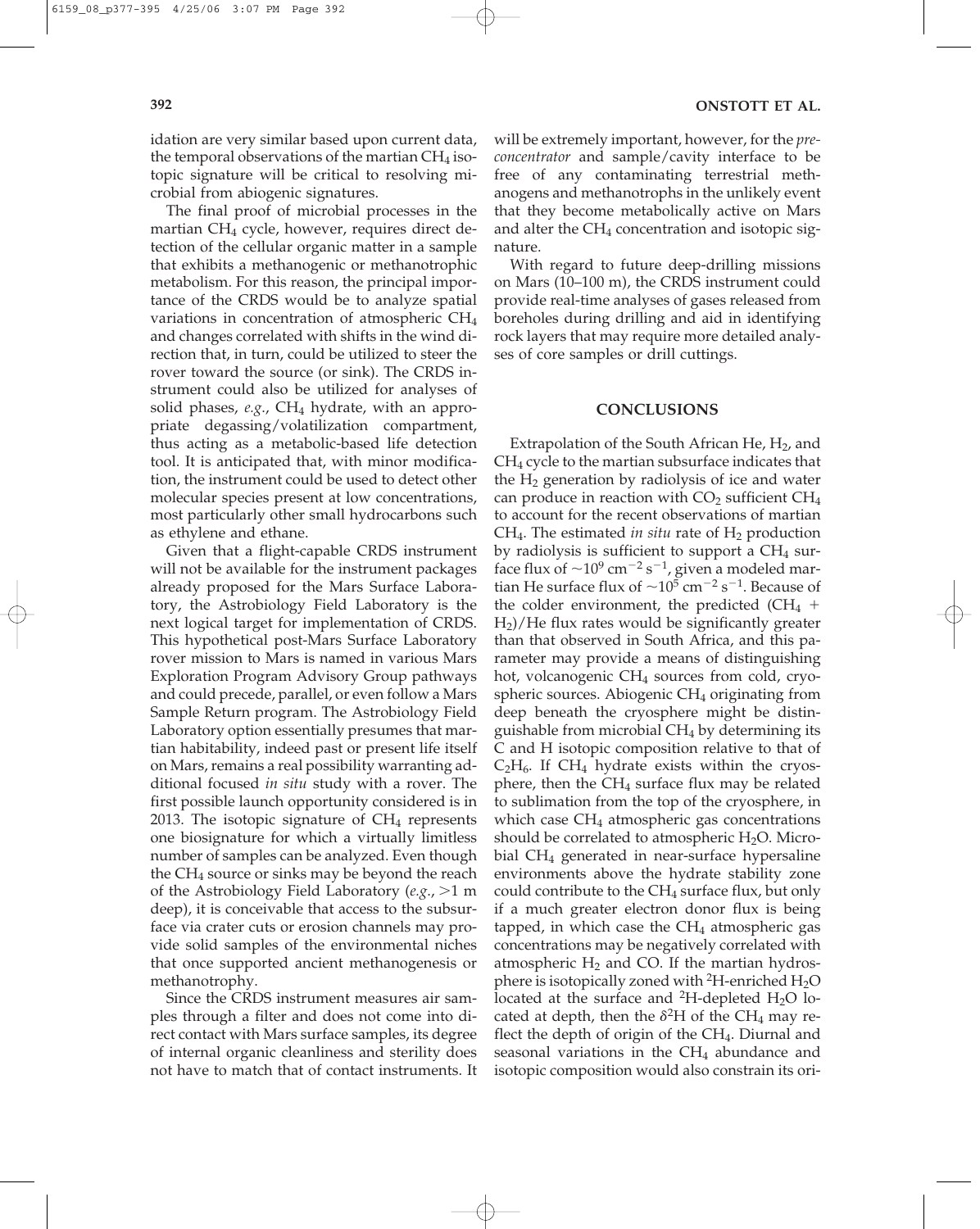idation are very similar based upon current data, the temporal observations of the martian $CH_4$ isotopic signature will be critical to resolving microbial from abiogenic signatures.

The final proof of microbial processes in the martian $CH_4$ cycle, however, requires direct detection of the cellular organic matter in a sample that exhibits a methanogenic or methanotrophic metabolism. For this reason, the principal importance of the CRDS would be to analyze spatial variations in concentration of atmospheric $CH_4$ and changes correlated with shifts in the wind direction that, in turn, could be utilized to steer the rover toward the source (or sink). The CRDS instrument could also be utilized for analyses of solid phases, *e.g.*, $CH_4$ hydrate, with an appropriate degassing/volatilization compartment, thus acting as a metabolic-based life detection tool. It is anticipated that, with minor modification, the instrument could be used to detect other molecular species present at low concentrations, most particularly other small hydrocarbons such as ethylene and ethane.

Given that a flight-capable CRDS instrument will not be available for the instrument packages already proposed for the Mars Surface Laboratory, the Astrobiology Field Laboratory is the next logical target for implementation of CRDS. This hypothetical post-Mars Surface Laboratory rover mission to Mars is named in various Mars Exploration Program Advisory Group pathways and could precede, parallel, or even follow a Mars Sample Return program. The Astrobiology Field Laboratory option essentially presumes that martian habitability, indeed past or present life itself on Mars, remains a real possibility warranting additional focused *in situ* study with a rover. The first possible launch opportunity considered is in 2013. The isotopic signature of $CH_4$ represents one biosignature for which a virtually limitless number of samples can be analyzed. Even though the $CH_4$ source or sinks may be beyond the reach of the Astrobiology Field Laboratory (*e.g.*, >1 m deep), it is conceivable that access to the subsurface via crater cuts or erosion channels may provide solid samples of the environmental niches that once supported ancient methanogenesis or methanotrophy.

Since the CRDS instrument measures air samples through a filter and does not come into direct contact with Mars surface samples, its degree of internal organic cleanliness and sterility does not have to match that of contact instruments. It will be extremely important, however, for the *preconcentrator* and sample/cavity interface to be free of any contaminating terrestrial methanogens and methanotrophs in the unlikely event that they become metabolically active on Mars and alter the $CH_4$ concentration and isotopic signature.

With regard to future deep-drilling missions on Mars (10–100 m), the CRDS instrument could provide real-time analyses of gases released from boreholes during drilling and aid in identifying rock layers that may require more detailed analyses of core samples or drill cuttings.

## CONCLUSIONS

Extrapolation of the South African He, $H_2$, and $CH_4$ cycle to the martian subsurface indicates that the $H_2$ generation by radiolysis of ice and water can produce in reaction with $CO_2$ sufficient $CH_4$ to account for the recent observations of martian $CH_4$. The estimated *in situ* rate of $H_2$ production by radiolysis is sufficient to support a $CH_4$ surface flux of $\sim 10^9$ $cm^{-2}$ $s^{-1}$, given a modeled martian He surface flux of $\sim 10^5$ $cm^{-2}$ $s^{-1}$. Because of the colder environment, the predicted ($CH_4$ + $H_2$)/He flux rates would be significantly greater than that observed in South Africa, and this parameter may provide a means of distinguishing hot, volcanogenic $CH_4$ sources from cold, cryospheric sources. Abiogenic $CH_4$ originating from deep beneath the cryosphere might be distinguishable from microbial $CH_4$ by determining its C and H isotopic composition relative to that of $C_2H_6$. If $CH_4$ hydrate exists within the cryosphere, then the $CH_4$ surface flux may be related to sublimation from the top of the cryosphere, in which case $CH_4$ atmospheric gas concentrations should be correlated to atmospheric $H_2O$. Microbial $CH_4$ generated in near-surface hypersaline environments above the hydrate stability zone could contribute to the $CH_4$ surface flux, but only if a much greater electron donor flux is being tapped, in which case the $CH_4$ atmospheric gas concentrations may be negatively correlated with atmospheric $H_2$ and CO. If the martian hydrosphere is isotopically zoned with $^2$H-enriched $H_2O$ located at the surface and $^2$H-depleted $H_2O$ located at depth, then the $\delta^2H$ of the $CH_4$ may reflect the depth of origin of the $CH_4$. Diurnal and seasonal variations in the $CH_4$ abundance and isotopic composition would also constrain its ori-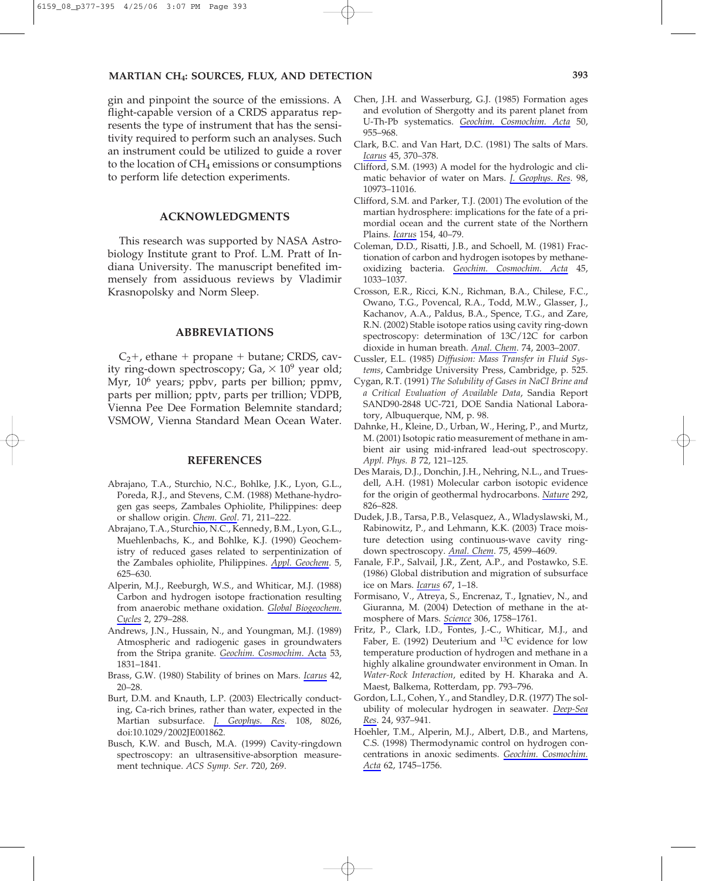gin and pinpoint the source of the emissions. A flight-capable version of a CRDS apparatus represents the type of instrument that has the sensitivity required to perform such an analyses. Such an instrument could be utilized to guide a rover to the location of $CH_4$ emissions or consumptions to perform life detection experiments.

## ACKNOWLEDGMENTS

This research was supported by NASA Astrobiology Institute grant to Prof. L.M. Pratt of Indiana University. The manuscript benefited immensely from assiduous reviews by Vladimir Krasnopolsky and Norm Sleep.

## ABBREVIATIONS

$C_2$+, ethane + propane + butane; CRDS, cavity ring-down spectroscopy; Ga, $\times 10^9$ year old; Myr, $10^6$ years; ppbv, parts per billion; ppmv, parts per million; pptv, parts per trillion; VDPB, Vienna Pee Dee Formation Belemnite standard; VSMOW, Vienna Standard Mean Ocean Water.

## REFERENCES

Abrajano, T.A., Sturchio, N.C., Bohlke, J.K., Lyon, G.L., Poreda, R.J., and Stevens, C.M. (1988) Methane-hydrogen gas seeps, Zambales Ophiolite, Philippines: deep or shallow origin. *Chem. Geol*. 71, 211–222.

Abrajano, T.A., Sturchio, N.C., Kennedy, B.M., Lyon, G.L., Muehlenbachs, K., and Bohlke, K.J. (1990) Geochemistry of reduced gases related to serpentinization of the Zambales ophiolite, Philippines. *Appl. Geochem*. 5, 625–630.

Alperin, M.J., Reeburgh, W.S., and Whiticar, M.J. (1988) Carbon and hydrogen isotope fractionation resulting from anaerobic methane oxidation. *Global Biogeochem. Cycles* 2, 279–288.

Andrews, J.N., Hussain, N., and Youngman, M.J. (1989) Atmospheric and radiogenic gases in groundwaters from the Stripa granite. *Geochim. Cosmochim. Acta* 53, 1831–1841.

Brass, G.W. (1980) Stability of brines on Mars. *Icarus* 42, 20–28.

Burt, D.M. and Knauth, L.P. (2003) Electrically conducting, Ca-rich brines, rather than water, expected in the Martian subsurface. *J. Geophys. Res*. 108, 8026, doi:10.1029/2002JE001862.

Busch, K.W. and Busch, M.A. (1999) Cavity-ringdown spectroscopy: an ultrasensitive-absorption measurement technique. *ACS Symp. Ser*. 720, 269.

Chen, J.H. and Wasserburg, G.J. (1985) Formation ages and evolution of Shergotty and its parent planet from U-Th-Pb systematics. *Geochim. Cosmochim. Acta* 50, 955–968.

Clark, B.C. and Van Hart, D.C. (1981) The salts of Mars. *Icarus* 45, 370–378.

Clifford, S.M. (1993) A model for the hydrologic and climatic behavior of water on Mars. *J. Geophys. Res*. 98, 10973–11016.

Clifford, S.M. and Parker, T.J. (2001) The evolution of the martian hydrosphere: implications for the fate of a primordial ocean and the current state of the Northern Plains. *Icarus* 154, 40–79.

Coleman, D.D., Risatti, J.B., and Schoell, M. (1981) Fractionation of carbon and hydrogen isotopes by methane-oxidizing bacteria. *Geochim. Cosmochim. Acta* 45, 1033–1037.

Crosson, E.R., Ricci, K.N., Richman, B.A., Chilese, F.C., Owano, T.G., Provencal, R.A., Todd, M.W., Glasser, J., Kachanov, A.A., Paldus, B.A., Spence, T.G., and Zare, R.N. (2002) Stable isotope ratios using cavity ring-down spectroscopy: determination of 13C/12C for carbon dioxide in human breath. *Anal. Chem*. 74, 2003–2007.

Cussler, E.L. (1985) *Diffusion: Mass Transfer in Fluid Systems*, Cambridge University Press, Cambridge, p. 525.

Cygan, R.T. (1991) *The Solubility of Gases in NaCl Brine and a Critical Evaluation of Available Data*, Sandia Report SAND90-2848 UC-721, DOE Sandia National Laboratory, Albuquerque, NM, p. 98.

Dahnke, H., Kleine, D., Urban, W., Hering, P., and Murtz, M. (2001) Isotopic ratio measurement of methane in ambient air using mid-infrared lead-out spectroscopy. *Appl. Phys. B* 72, 121–125.

Des Marais, D.J., Donchin, J.H., Nehring, N.L., and Truesdell, A.H. (1981) Molecular carbon isotopic evidence for the origin of geothermal hydrocarbons. *Nature* 292, 826–828.

Dudek, J.B., Tarsa, P.B., Velasquez, A., Wladyslawski, M., Rabinowitz, P., and Lehmann, K.K. (2003) Trace moisture detection using continuous-wave cavity ring-down spectroscopy. *Anal. Chem*. 75, 4599–4609.

Fanale, F.P., Salvail, J.R., Zent, A.P., and Postawko, S.E. (1986) Global distribution and migration of subsurface ice on Mars. *Icarus* 67, 1–18.

Formisano, V., Atreya, S., Encrenaz, T., Ignatiev, N., and Giuranna, M. (2004) Detection of methane in the atmosphere of Mars. *Science* 306, 1758–1761.

Fritz, P., Clark, I.D., Fontes, J.-C., Whiticar, M.J., and Faber, E. (1992) Deuterium and $^{13}C$ evidence for low temperature production of hydrogen and methane in a highly alkaline groundwater environment in Oman. In *Water-Rock Interaction*, edited by H. Kharaka and A. Maest, Balkema, Rotterdam, pp. 793–796.

Gordon, L.I., Cohen, Y., and Standley, D.R. (1977) The solubility of molecular hydrogen in seawater. *Deep-Sea Res*. 24, 937–941.

Hoehler, T.M., Alperin, M.J., Albert, D.B., and Martens, C.S. (1998) Thermodynamic control on hydrogen concentrations in anoxic sediments. *Geochim. Cosmochim. Acta* 62, 1745–1756.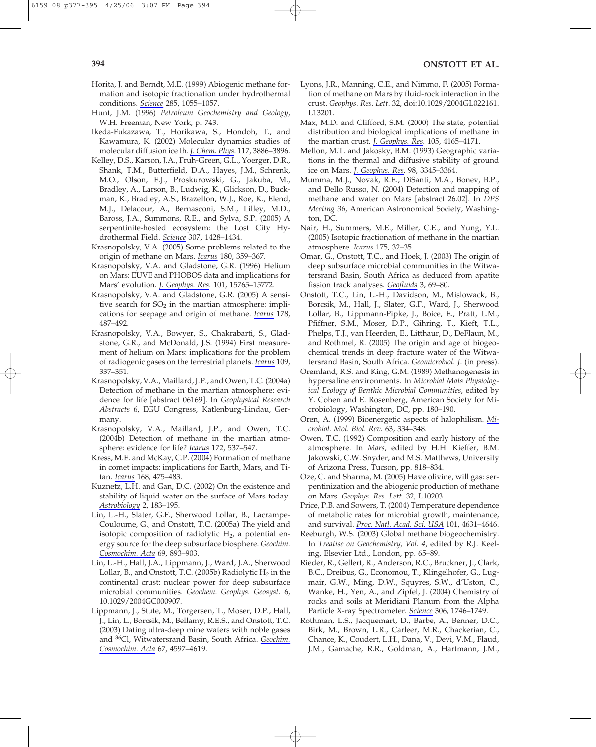Horita, J. and Berndt, M.E. (1999) Abiogenic methane formation and isotopic fractionation under hydrothermal conditions. *Science* 285, 1055–1057.

Hunt, J.M. (1996) *Petroleum Geochemistry and Geology*, W.H. Freeman, New York, p. 743.

Ikeda-Fukazawa, T., Horikawa, S., Hondoh, T., and Kawamura, K. (2002) Molecular dynamics studies of molecular diffusion ice Ih. *J. Chem. Phys.* 117, 3886–3896.

Kelley, D.S., Karson, J.A., Fruh-Green, G.L., Yoerger, D.R., Shank, T.M., Butterfield, D.A., Hayes, J.M., Schrenk, M.O., Olson, E.J., Proskurowski, G., Jakuba, M., Bradley, A., Larson, B., Ludwig, K., Glickson, D., Buckman, K., Bradley, A.S., Brazelton, W.J., Roe, K., Elend, M.J., Delacour, A., Bernasconi, S.M., Lilley, M.D., Baross, J.A., Summons, R.E., and Sylva, S.P. (2005) A serpentinite-hosted ecosystem: the Lost City Hydrothermal Field. *Science* 307, 1428–1434.

Krasnopolsky, V.A. (2005) Some problems related to the origin of methane on Mars. *Icarus* 180, 359–367.

Krasnopolsky, V.A. and Gladstone, G.R. (1996) Helium on Mars: EUVE and PHOBOS data and implications for Mars' evolution. *J. Geophys. Res.* 101, 15765–15772.

Krasnopolsky, V.A. and Gladstone, G.R. (2005) A sensitive search for $SO_2$ in the martian atmosphere: implications for seepage and origin of methane. *Icarus* 178, 487–492.

Krasnopolsky, V.A., Bowyer, S., Chakrabarti, S., Gladstone, G.R., and McDonald, J.S. (1994) First measurement of helium on Mars: implications for the problem of radiogenic gases on the terrestrial planets. *Icarus* 109, 337–351.

Krasnopolsky, V.A., Maillard, J.P., and Owen, T.C. (2004a) Detection of methane in the martian atmosphere: evidence for life [abstract 06169]. In *Geophysical Research Abstracts* 6, EGU Congress, Katlenburg-Lindau, Germany.

Krasnopolsky, V.A., Maillard, J.P., and Owen, T.C. (2004b) Detection of methane in the martian atmosphere: evidence for life? *Icarus* 172, 537–547.

Kress, M.E. and McKay, C.P. (2004) Formation of methane in comet impacts: implications for Earth, Mars, and Titan. *Icarus* 168, 475–483.

Kuznetz, L.H. and Gan, D.C. (2002) On the existence and stability of liquid water on the surface of Mars today. *Astrobiology* 2, 183–195.

Lin, L.-H., Slater, G.F., Sherwood Lollar, B., Lacrampe-Couloume, G., and Onstott, T.C. (2005a) The yield and isotopic composition of radiolytic $H_2$, a potential energy source for the deep subsurface biosphere. *Geochim. Cosmochim. Acta* 69, 893–903.

Lin, L.-H., Hall, J.A., Lippmann, J., Ward, J.A., Sherwood Lollar, B., and Onstott, T.C. (2005b) Radiolytic $H_2$ in the continental crust: nuclear power for deep subsurface microbial communities. *Geochem. Geophys. Geosyst.* 6, 10.1029/2004GC000907.

Lippmann, J., Stute, M., Torgersen, T., Moser, D.P., Hall, J., Lin, L., Borcsik, M., Bellamy, R.E.S., and Onstott, T.C. (2003) Dating ultra-deep mine waters with noble gases and $^{36}Cl$, Witwatersrand Basin, South Africa. *Geochim. Cosmochim. Acta* 67, 4597–4619.

Lyons, J.R., Manning, C.E., and Nimmo, F. (2005) Formation of methane on Mars by fluid-rock interaction in the crust. *Geophys. Res. Lett.* 32, doi:10.1029/2004GL022161. L13201.

Max, M.D. and Clifford, S.M. (2000) The state, potential distribution and biological implications of methane in the martian crust. *J. Geophys. Res.* 105, 4165–4171.

Mellon, M.T. and Jakosky, B.M. (1993) Geographic variations in the thermal and diffusive stability of ground ice on Mars. *J. Geophys. Res.* 98, 3345–3364.

Mumma, M.J., Novak, R.E., DiSanti, M.A., Bonev, B.P., and Dello Russo, N. (2004) Detection and mapping of methane and water on Mars [abstract 26.02]. In *DPS Meeting 36*, American Astronomical Society, Washington, DC.

Nair, H., Summers, M.E., Miller, C.E., and Yung, Y.L. (2005) Isotopic fractionation of methane in the martian atmosphere. *Icarus* 175, 32–35.

Omar, G., Onstott, T.C., and Hoek, J. (2003) The origin of deep subsurface microbial communities in the Witwatersrand Basin, South Africa as deduced from apatite fission track analyses. *Geofluids* 3, 69–80.

Onstott, T.C., Lin, L.-H., Davidson, M., Mislowack, B., Borcsik, M., Hall, J., Slater, G.F., Ward, J., Sherwood Lollar, B., Lippmann-Pipke, J., Boice, E., Pratt, L.M., Pfiffner, S.M., Moser, D.P., Gihring, T., Kieft, T.L., Phelps, T.J., van Heerden, E., Litthaur, D., DeFlaun, M., and Rothmel, R. (2005) The origin and age of biogeochemical trends in deep fracture water of the Witwatersrand Basin, South Africa. *Geomicrobiol. J.* (in press).

Oremland, R.S. and King, G.M. (1989) Methanogenesis in hypersaline environments. In *Microbial Mats Physiological Ecology of Benthic Microbial Communities*, edited by Y. Cohen and E. Rosenberg, American Society for Microbiology, Washington, DC, pp. 180–190.

Oren, A. (1999) Bioenergetic aspects of halophilism. *Microbiol. Mol. Biol. Rev.* 63, 334–348.

Owen, T.C. (1992) Composition and early history of the atmosphere. In *Mars*, edited by H.H. Kieffer, B.M. Jakowski, C.W. Snyder, and M.S. Matthews, University of Arizona Press, Tucson, pp. 818–834.

Oze, C. and Sharma, M. (2005) Have olivine, will gas: serpentinization and the abiogenic production of methane on Mars. *Geophys. Res. Lett.* 32, L10203.

Price, P.B. and Sowers, T. (2004) Temperature dependence of metabolic rates for microbial growth, maintenance, and survival. *Proc. Natl. Acad. Sci. USA* 101, 4631–4646.

Reeburgh, W.S. (2003) Global methane biogeochemistry. In *Treatise on Geochemistry, Vol. 4*, edited by R.J. Keeling, Elsevier Ltd., London, pp. 65–89.

Rieder, R., Gellert, R., Anderson, R.C., Bruckner, J., Clark, B.C., Dreibus, G., Economou, T., Klingelhofer, G., Lugmair, G.W., Ming, D.W., Squyres, S.W., d'Uston, C., Wanke, H., Yen, A., and Zipfel, J. (2004) Chemistry of rocks and soils at Meridiani Planum from the Alpha Particle X-ray Spectrometer. *Science* 306, 1746–1749.

Rothman, L.S., Jacquemart, D., Barbe, A., Benner, D.C., Birk, M., Brown, L.R., Carleer, M.R., Chackerian, C., Chance, K., Coudert, L.H., Dana, V., Devi, V.M., Flaud, J.M., Gamache, R.R., Goldman, A., Hartmann, J.M.,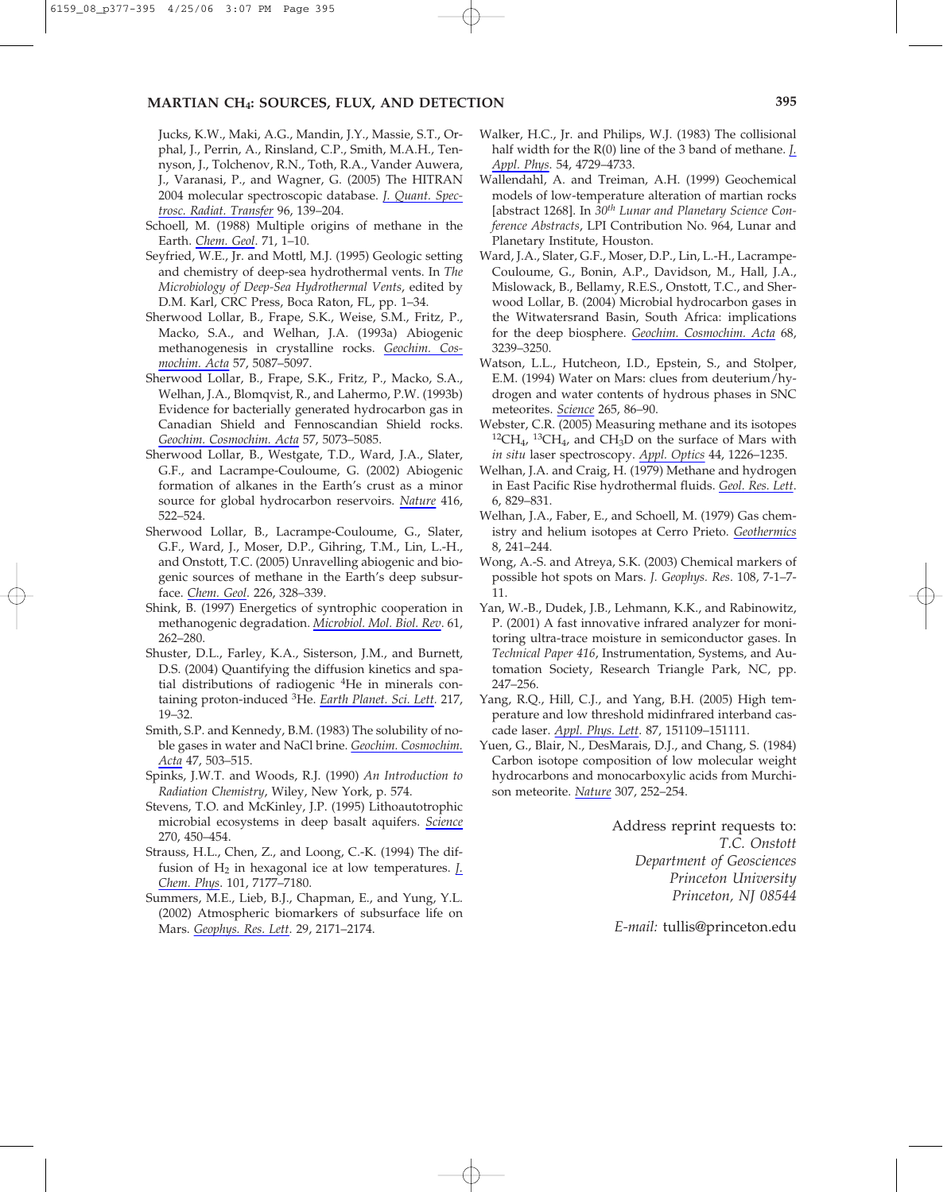Jucks, K.W., Maki, A.G., Mandin, J.Y., Massie, S.T., Orphal, J., Perrin, A., Rinsland, C.P., Smith, M.A.H., Tennyson, J., Tolchenov, R.N., Toth, R.A., Vander Auwera, J., Varanasi, P., and Wagner, G. (2005) The HITRAN 2004 molecular spectroscopic database. *J. Quant. Spectrosc. Radiat. Transfer* 96, 139–204.

Schoell, M. (1988) Multiple origins of methane in the Earth. *Chem. Geol*. 71, 1–10.

Seyfried, W.E., Jr. and Mottl, M.J. (1995) Geologic setting and chemistry of deep-sea hydrothermal vents. In *The Microbiology of Deep-Sea Hydrothermal Vents*, edited by D.M. Karl, CRC Press, Boca Raton, FL, pp. 1–34.

Sherwood Lollar, B., Frape, S.K., Weise, S.M., Fritz, P., Macko, S.A., and Welhan, J.A. (1993a) Abiogenic methanogenesis in crystalline rocks. *Geochim. Cosmochim. Acta* 57, 5087–5097.

Sherwood Lollar, B., Frape, S.K., Fritz, P., Macko, S.A., Welhan, J.A., Blomqvist, R., and Lahermo, P.W. (1993b) Evidence for bacterially generated hydrocarbon gas in Canadian Shield and Fennoscandian Shield rocks. *Geochim. Cosmochim. Acta* 57, 5073–5085.

Sherwood Lollar, B., Westgate, T.D., Ward, J.A., Slater, G.F., and Lacrampe-Couloume, G. (2002) Abiogenic formation of alkanes in the Earth's crust as a minor source for global hydrocarbon reservoirs. *Nature* 416, 522–524.

Sherwood Lollar, B., Lacrampe-Couloume, G., Slater, G.F., Ward, J., Moser, D.P., Gihring, T.M., Lin, L.-H., and Onstott, T.C. (2005) Unravelling abiogenic and biogenic sources of methane in the Earth's deep subsurface. *Chem. Geol*. 226, 328–339.

Shink, B. (1997) Energetics of syntrophic cooperation in methanogenic degradation. *Microbiol. Mol. Biol. Rev*. 61, 262–280.

Shuster, D.L., Farley, K.A., Sisterson, J.M., and Burnett, D.S. (2004) Quantifying the diffusion kinetics and spatial distributions of radiogenic $^4He$ in minerals containing proton-induced $^3He$. *Earth Planet. Sci. Lett*. 217, 19–32.

Smith, S.P. and Kennedy, B.M. (1983) The solubility of noble gases in water and NaCl brine. *Geochim. Cosmochim. Acta* 47, 503–515.

Spinks, J.W.T. and Woods, R.J. (1990) *An Introduction to Radiation Chemistry*, Wiley, New York, p. 574.

Stevens, T.O. and McKinley, J.P. (1995) Lithoautotrophic microbial ecosystems in deep basalt aquifers. *Science* 270, 450–454.

Strauss, H.L., Chen, Z., and Loong, C.-K. (1994) The diffusion of $H_2$ in hexagonal ice at low temperatures. *J. Chem. Phys*. 101, 7177–7180.

Summers, M.E., Lieb, B.J., Chapman, E., and Yung, Y.L. (2002) Atmospheric biomarkers of subsurface life on Mars. *Geophys. Res. Lett*. 29, 2171–2174.

Walker, H.C., Jr. and Philips, W.J. (1983) The collisional half width for the R(0) line of the 3 band of methane. *J. Appl. Phys*. 54, 4729–4733.

Wallendahl, A. and Treiman, A.H. (1999) Geochemical models of low-temperature alteration of martian rocks [abstract 1268]. In *30th Lunar and Planetary Science Conference Abstracts*, LPI Contribution No. 964, Lunar and Planetary Institute, Houston.

Ward, J.A., Slater, G.F., Moser, D.P., Lin, L.-H., Lacrampe-Couloume, G., Bonin, A.P., Davidson, M., Hall, J.A., Mislowack, B., Bellamy, R.E.S., Onstott, T.C., and Sherwood Lollar, B. (2004) Microbial hydrocarbon gases in the Witwatersrand Basin, South Africa: implications for the deep biosphere. *Geochim. Cosmochim. Acta* 68, 3239–3250.

Watson, L.L., Hutcheon, I.D., Epstein, S., and Stolper, E.M. (1994) Water on Mars: clues from deuterium/hydrogen and water contents of hydrous phases in SNC meteorites. *Science* 265, 86–90.

Webster, C.R. (2005) Measuring methane and its isotopes $^{12}CH_4$, $^{13}CH_4$, and $CH_3D$ on the surface of Mars with *in situ* laser spectroscopy. *Appl. Optics* 44, 1226–1235.

Welhan, J.A. and Craig, H. (1979) Methane and hydrogen in East Pacific Rise hydrothermal fluids. *Geol. Res. Lett*. 6, 829–831.

Welhan, J.A., Faber, E., and Schoell, M. (1979) Gas chemistry and helium isotopes at Cerro Prieto. *Geothermics* 8, 241–244.

Wong, A.-S. and Atreya, S.K. (2003) Chemical markers of possible hot spots on Mars. *J. Geophys. Res*. 108, 7-1–7-11.

Yan, W.-B., Dudek, J.B., Lehmann, K.K., and Rabinowitz, P. (2001) A fast innovative infrared analyzer for monitoring ultra-trace moisture in semiconductor gases. In *Technical Paper 416*, Instrumentation, Systems, and Automation Society, Research Triangle Park, NC, pp. 247–256.

Yang, R.Q., Hill, C.J., and Yang, B.H. (2005) High temperature and low threshold midinfrared interband cascade laser. *Appl. Phys. Lett*. 87, 151109–151111.

Yuen, G., Blair, N., DesMarais, D.J., and Chang, S. (1984) Carbon isotope composition of low molecular weight hydrocarbons and monocarboxylic acids from Murchison meteorite. *Nature* 307, 252–254.

Address reprint requests to:
*T.C. Onstott*
*Department of Geosciences*
*Princeton University*
*Princeton, NJ 08544*

*E-mail:* tullis@princeton.edu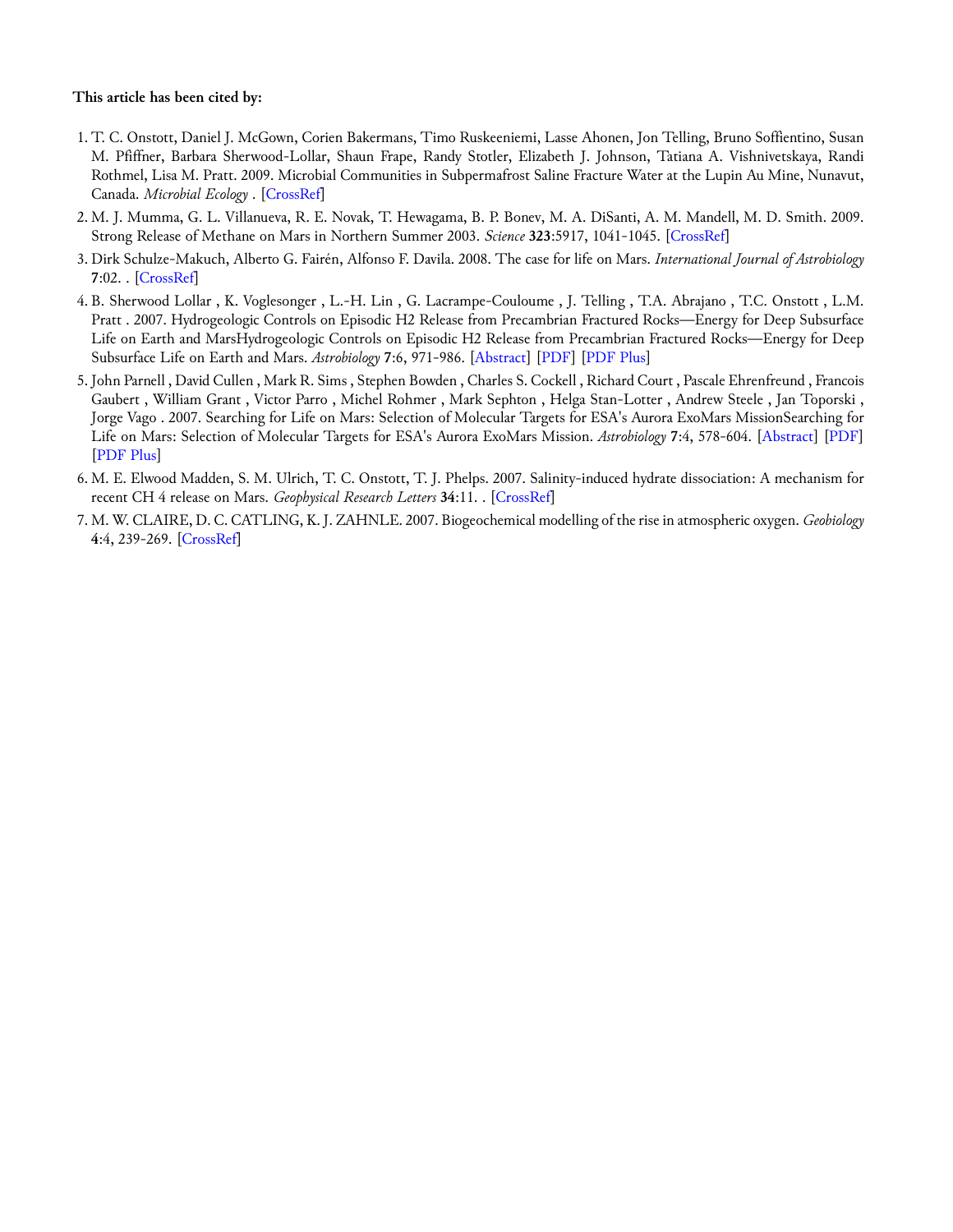**This article has been cited by:**

1. T. C. Onstott, Daniel J. McGown, Corien Bakermans, Timo Ruskeeniemi, Lasse Ahonen, Jon Telling, Bruno Soffientino, Susan M. Pfiffner, Barbara Sherwood-Lollar, Shaun Frape, Randy Stotler, Elizabeth J. Johnson, Tatiana A. Vishnivetskaya, Randi Rothmel, Lisa M. Pratt. 2009. Microbial Communities in Subpermafrost Saline Fracture Water at the Lupin Au Mine, Nunavut, Canada. *Microbial Ecology* . [CrossRef]
2. M. J. Mumma, G. L. Villanueva, R. E. Novak, T. Hewagama, B. P. Bonev, M. A. DiSanti, A. M. Mandell, M. D. Smith. 2009. Strong Release of Methane on Mars in Northern Summer 2003. *Science* **323**:5917, 1041-1045. [CrossRef]
3. Dirk Schulze-Makuch, Alberto G. Fairén, Alfonso F. Davila. 2008. The case for life on Mars. *International Journal of Astrobiology* **7**:02. . [CrossRef]
4. B. Sherwood Lollar , K. Voglesonger , L.-H. Lin , G. Lacrampe-Couloume , J. Telling , T.A. Abrajano , T.C. Onstott , L.M. Pratt . 2007. Hydrogeologic Controls on Episodic H2 Release from Precambrian Fractured Rocks—Energy for Deep Subsurface Life on Earth and MarsHydrogeologic Controls on Episodic H2 Release from Precambrian Fractured Rocks—Energy for Deep Subsurface Life on Earth and Mars. *Astrobiology* **7**:6, 971-986. [Abstract] [PDF] [PDF Plus]
5. John Parnell , David Cullen , Mark R. Sims , Stephen Bowden , Charles S. Cockell , Richard Court , Pascale Ehrenfreund , Francois Gaubert , William Grant , Victor Parro , Michel Rohmer , Mark Sephton , Helga Stan-Lotter , Andrew Steele , Jan Toporski , Jorge Vago . 2007. Searching for Life on Mars: Selection of Molecular Targets for ESA's Aurora ExoMars MissionSearching for Life on Mars: Selection of Molecular Targets for ESA's Aurora ExoMars Mission. *Astrobiology* **7**:4, 578-604. [Abstract] [PDF] [PDF Plus]
6. M. E. Elwood Madden, S. M. Ulrich, T. C. Onstott, T. J. Phelps. 2007. Salinity-induced hydrate dissociation: A mechanism for recent CH 4 release on Mars. *Geophysical Research Letters* **34**:11. . [CrossRef]
7. M. W. CLAIRE, D. C. CATLING, K. J. ZAHNLE. 2007. Biogeochemical modelling of the rise in atmospheric oxygen. *Geobiology* **4**:4, 239-269. [CrossRef]